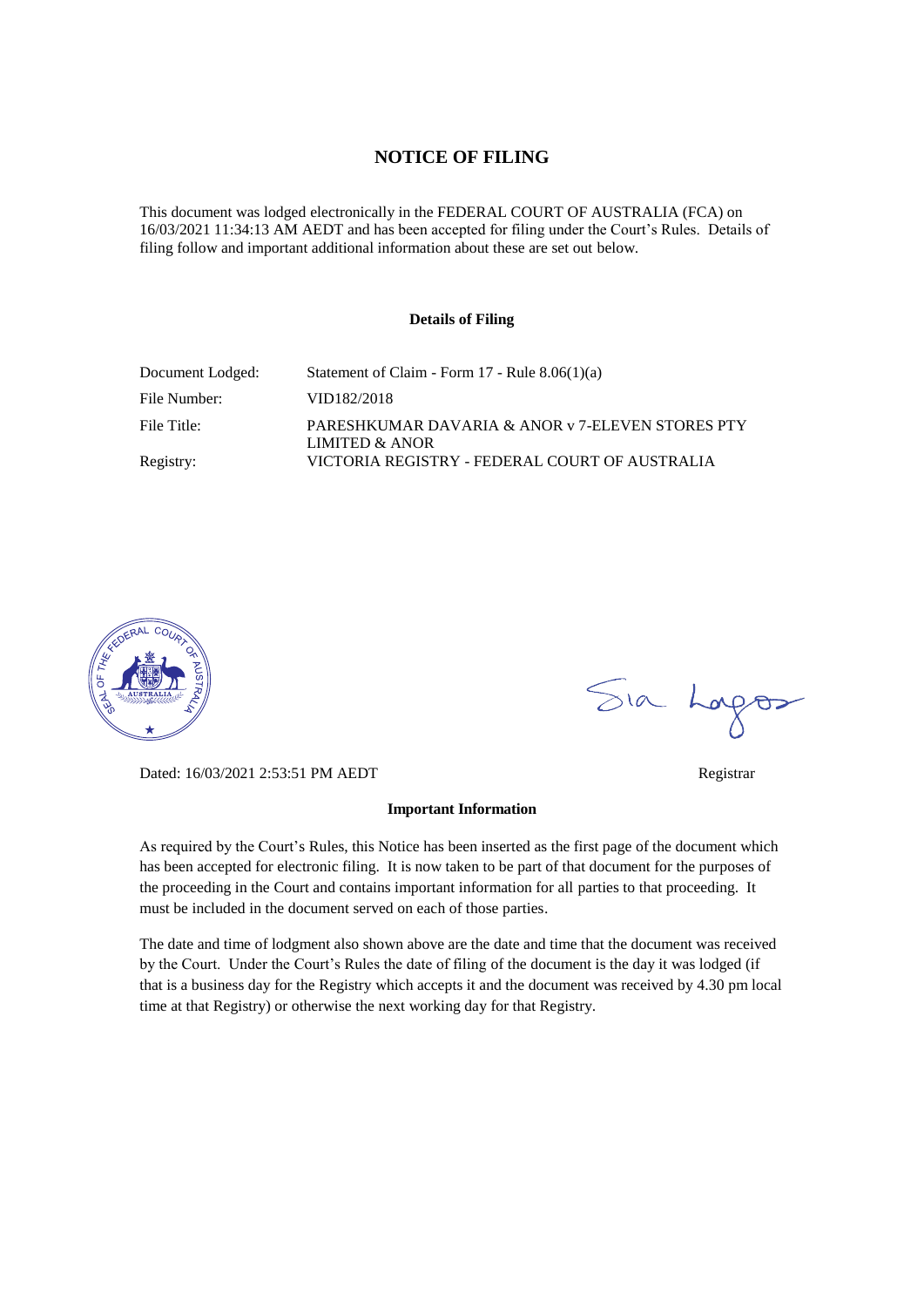# NOTICE OF FILING

This document was lodged electronically in the FEDERAL COURT OF AUSTRALIA (FCA) on 16/03/2021 11:34:13 AM AEDT and has been accepted for filing under the Court's Rules. Details of filing follow and important additional information about these are set out below.

**Details of Filing**

| | |
|---|---|
| Document Lodged: | Statement of Claim - Form 17 - Rule 8.06(1)(a) |
| File Number: | VID182/2018 |
| File Title: | PARESHKUMAR DAVARIA & ANOR v 7-ELEVEN STORES PTY LIMITED & ANOR |
| Registry: | VICTORIA REGISTRY - FEDERAL COURT OF AUSTRALIA |

Dated: 16/03/2021 2:53:51 PM AEDT

Registrar

**Important Information**

As required by the Court's Rules, this Notice has been inserted as the first page of the document which has been accepted for electronic filing. It is now taken to be part of that document for the purposes of the proceeding in the Court and contains important information for all parties to that proceeding. It must be included in the document served on each of those parties.

The date and time of lodgment also shown above are the date and time that the document was received by the Court. Under the Court's Rules the date of filing of the document is the day it was lodged (if that is a business day for the Registry which accepts it and the document was received by 4.30 pm local time at that Registry) or otherwise the next working day for that Registry.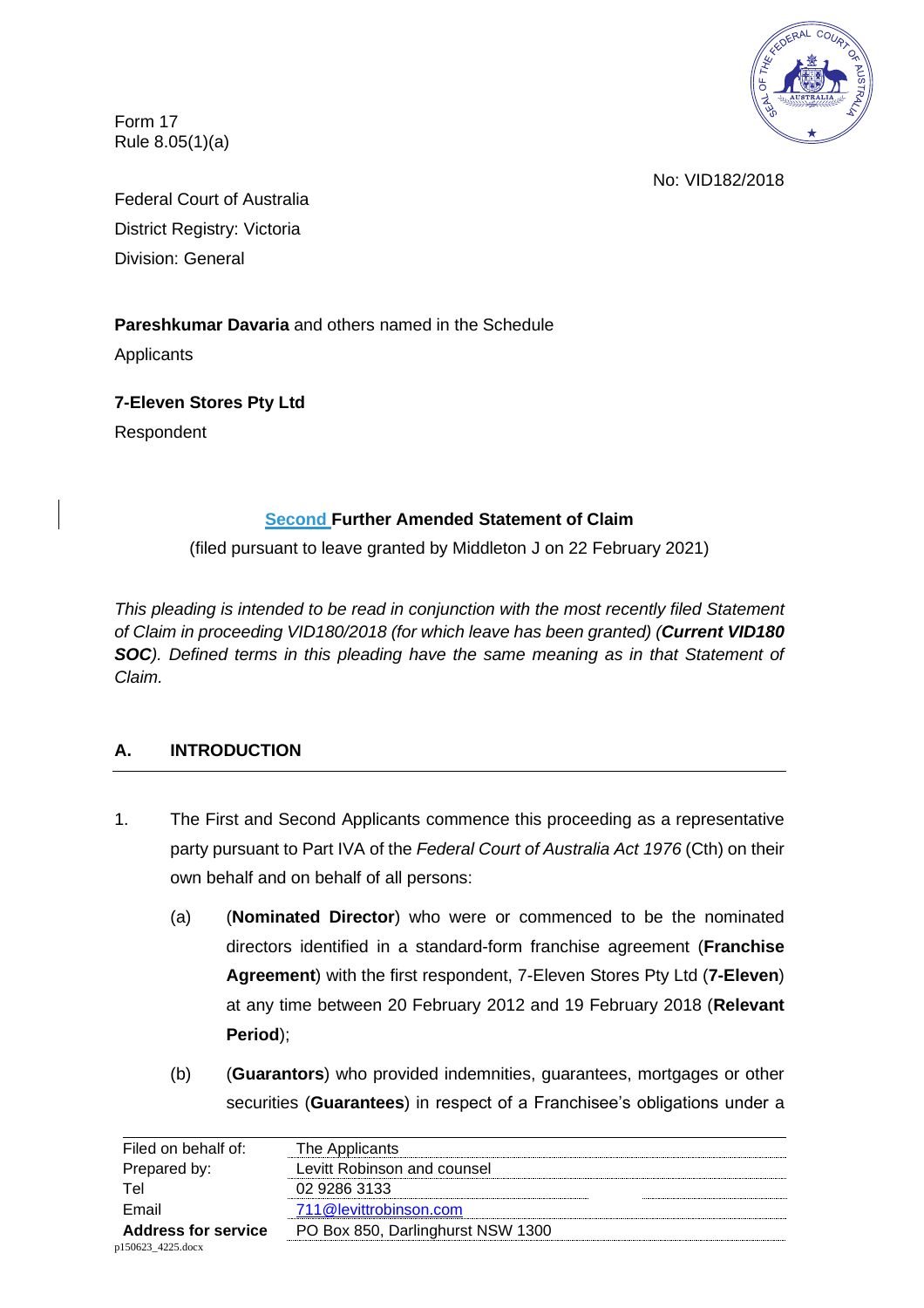Form 17
Rule 8.05(1)(a)

No: VID182/2018

Federal Court of Australia
District Registry: Victoria
Division: General

**Pareshkumar Davaria** and others named in the Schedule
Applicants

**7-Eleven Stores Pty Ltd**
Respondent

## Second Further Amended Statement of Claim

(filed pursuant to leave granted by Middleton J on 22 February 2021)

*This pleading is intended to be read in conjunction with the most recently filed Statement of Claim in proceeding VID180/2018 (for which leave has been granted) (**Current VID180 SOC**). Defined terms in this pleading have the same meaning as in that Statement of Claim.*

### A. INTRODUCTION

1. The First and Second Applicants commence this proceeding as a representative party pursuant to Part IVA of the *Federal Court of Australia Act 1976* (Cth) on their own behalf and on behalf of all persons:

   (a) (**Nominated Director**) who were or commenced to be the nominated directors identified in a standard-form franchise agreement (**Franchise Agreement**) with the first respondent, 7-Eleven Stores Pty Ltd (**7-Eleven**) at any time between 20 February 2012 and 19 February 2018 (**Relevant Period**);

   (b) (**Guarantors**) who provided indemnities, guarantees, mortgages or other securities (**Guarantees**) in respect of a Franchisee's obligations under a

| | |
|---|---|
| Filed on behalf of: | The Applicants |
| Prepared by: | Levitt Robinson and counsel |
| Tel | 02 9286 3133 |
| Email | 711@levittrobinson.com |
| **Address for service** | PO Box 850, Darlinghurst NSW 1300 |

p150623_4225.docx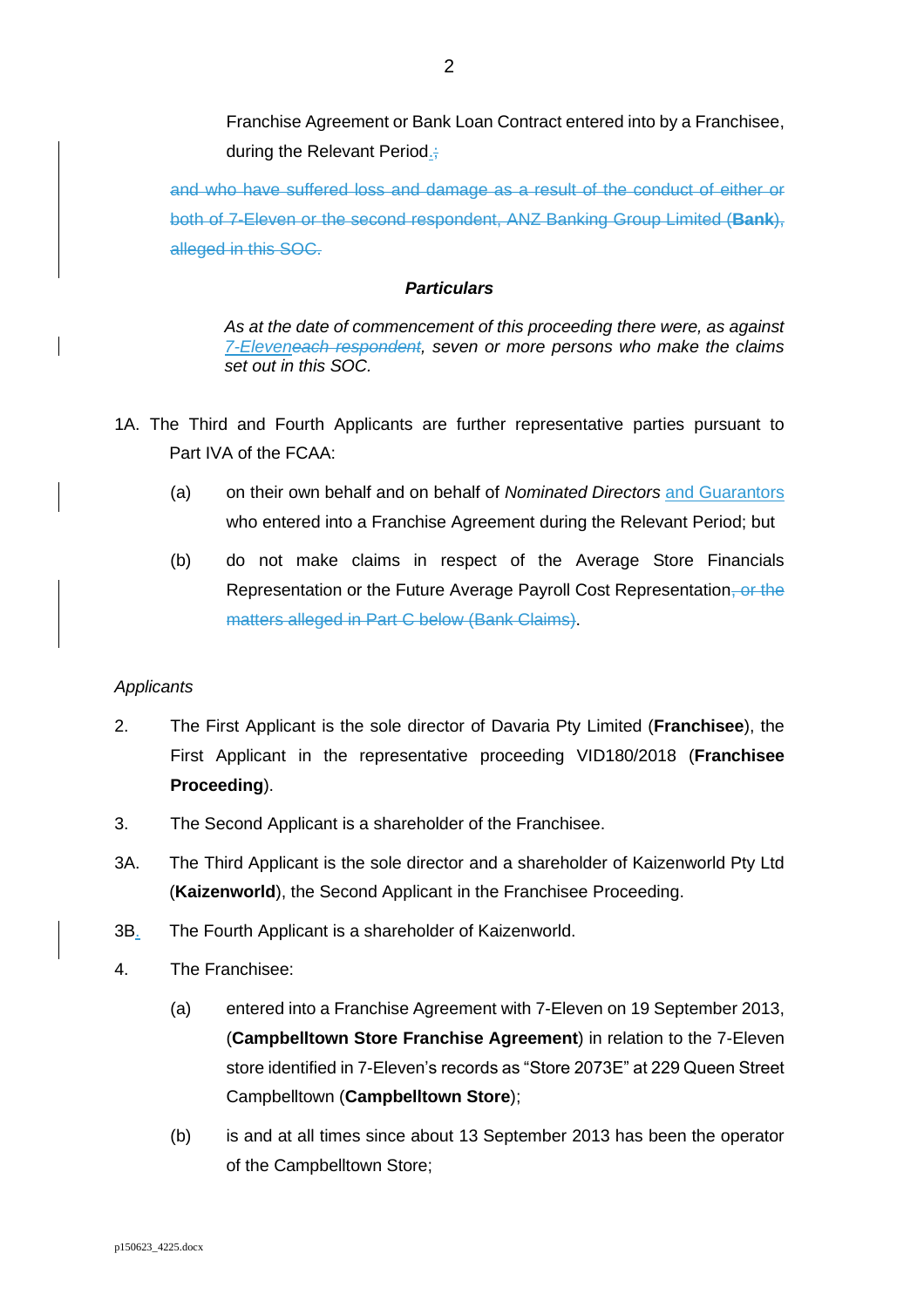Franchise Agreement or Bank Loan Contract entered into by a Franchisee, during the Relevant Period.;

~~and who have suffered loss and damage as a result of the conduct of either or both of 7-Eleven or the second respondent, ANZ Banking Group Limited (**Bank**), alleged in this SOC.~~

***Particulars***

*As at the date of commencement of this proceeding there were, as against 7-Eleven~~each respondent~~, seven or more persons who make the claims set out in this SOC.*

1A. The Third and Fourth Applicants are further representative parties pursuant to Part IVA of the FCAA:

(a) on their own behalf and on behalf of *Nominated Directors* and Guarantors who entered into a Franchise Agreement during the Relevant Period; but

(b) do not make claims in respect of the Average Store Financials Representation or the Future Average Payroll Cost Representation~~, or the matters alleged in Part C below (Bank Claims)~~.

*Applicants*

2. The First Applicant is the sole director of Davaria Pty Limited (**Franchisee**), the First Applicant in the representative proceeding VID180/2018 (**Franchisee Proceeding**).

3. The Second Applicant is a shareholder of the Franchisee.

3A. The Third Applicant is the sole director and a shareholder of Kaizenworld Pty Ltd (**Kaizenworld**), the Second Applicant in the Franchisee Proceeding.

3B. The Fourth Applicant is a shareholder of Kaizenworld.

4. The Franchisee:

(a) entered into a Franchise Agreement with 7-Eleven on 19 September 2013, (**Campbelltown Store Franchise Agreement**) in relation to the 7-Eleven store identified in 7-Eleven's records as "Store 2073E" at 229 Queen Street Campbelltown (**Campbelltown Store**);

(b) is and at all times since about 13 September 2013 has been the operator of the Campbelltown Store;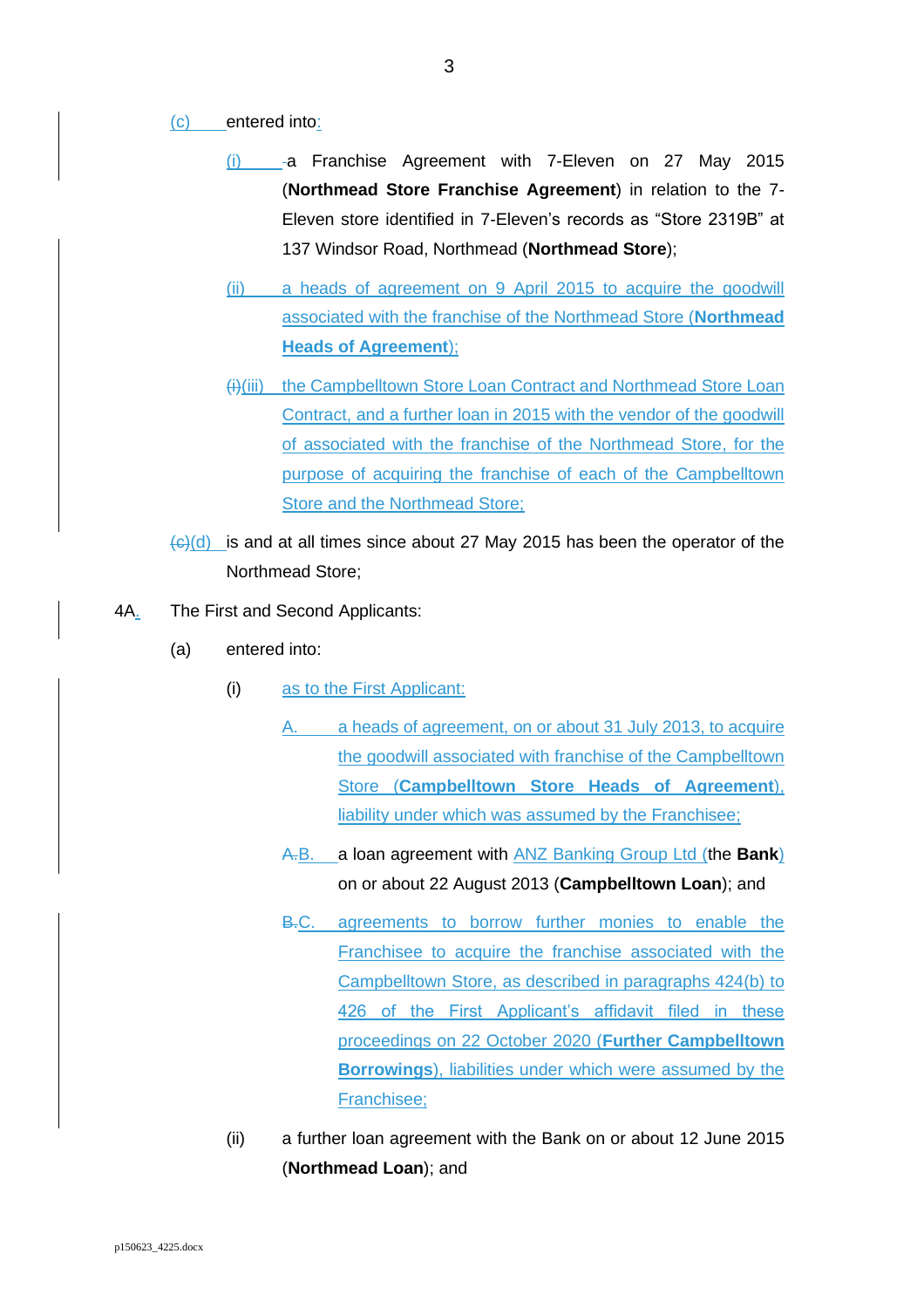(c) entered into:

(i) a Franchise Agreement with 7-Eleven on 27 May 2015 (**Northmead Store Franchise Agreement**) in relation to the 7-Eleven store identified in 7-Eleven's records as "Store 2319B" at 137 Windsor Road, Northmead (**Northmead Store**);

(ii) a heads of agreement on 9 April 2015 to acquire the goodwill associated with the franchise of the Northmead Store (**Northmead Heads of Agreement**);

(i)(iii) the Campbelltown Store Loan Contract and Northmead Store Loan Contract, and a further loan in 2015 with the vendor of the goodwill of associated with the franchise of the Northmead Store, for the purpose of acquiring the franchise of each of the Campbelltown Store and the Northmead Store;

(c)(d) is and at all times since about 27 May 2015 has been the operator of the Northmead Store;

4A. The First and Second Applicants:

(a) entered into:

(i) as to the First Applicant:

A. a heads of agreement, on or about 31 July 2013, to acquire the goodwill associated with franchise of the Campbelltown Store (**Campbelltown Store Heads of Agreement**), liability under which was assumed by the Franchisee;

A.B. a loan agreement with ANZ Banking Group Ltd (the **Bank**) on or about 22 August 2013 (**Campbelltown Loan**); and

B.C. agreements to borrow further monies to enable the Franchisee to acquire the franchise associated with the Campbelltown Store, as described in paragraphs 424(b) to 426 of the First Applicant's affidavit filed in these proceedings on 22 October 2020 (**Further Campbelltown Borrowings**), liabilities under which were assumed by the Franchisee;

(ii) a further loan agreement with the Bank on or about 12 June 2015 (**Northmead Loan**); and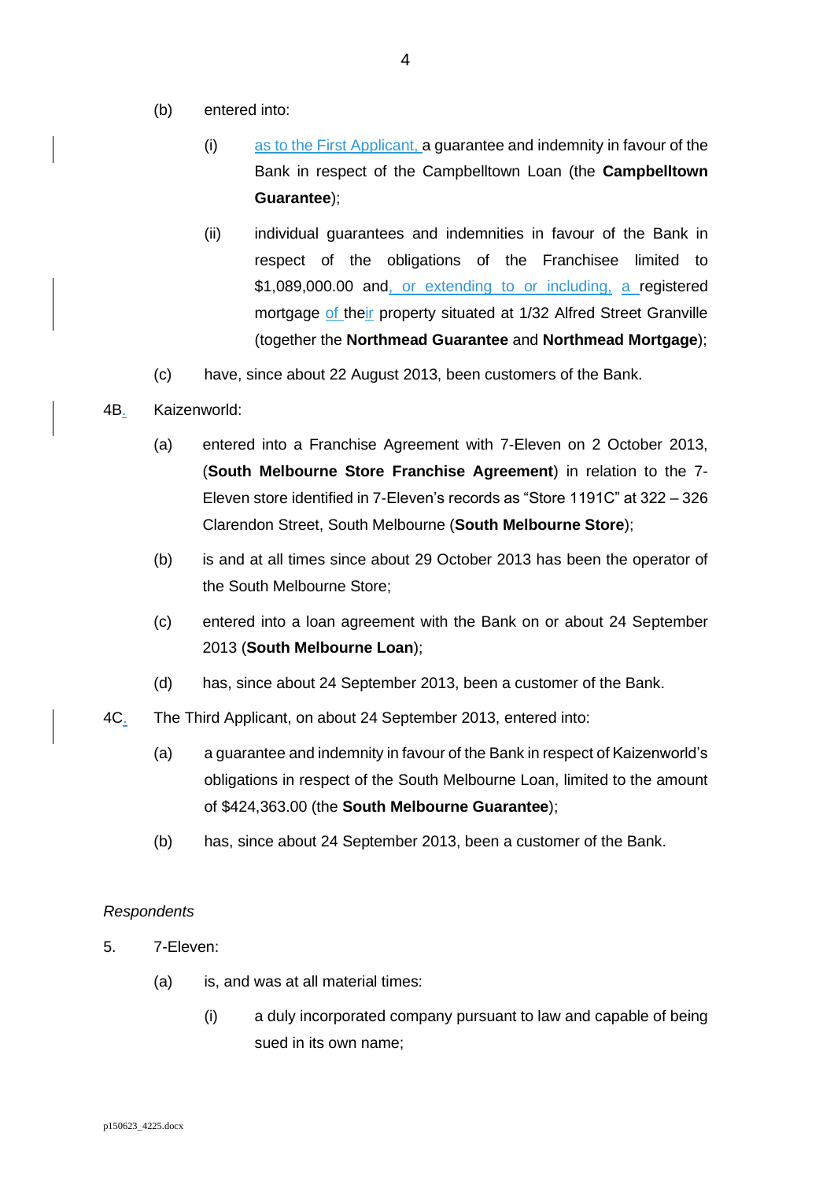(b) entered into:

  (i) as to the First Applicant, a guarantee and indemnity in favour of the Bank in respect of the Campbelltown Loan (the **Campbelltown Guarantee**);

  (ii) individual guarantees and indemnities in favour of the Bank in respect of the obligations of the Franchisee limited to $1,089,000.00 and, or extending to or including, a registered mortgage of their property situated at 1/32 Alfred Street Granville (together the **Northmead Guarantee** and **Northmead Mortgage**);

(c) have, since about 22 August 2013, been customers of the Bank.

4B. Kaizenworld:

(a) entered into a Franchise Agreement with 7-Eleven on 2 October 2013, (**South Melbourne Store Franchise Agreement**) in relation to the 7-Eleven store identified in 7-Eleven's records as "Store 1191C" at 322 – 326 Clarendon Street, South Melbourne (**South Melbourne Store**);

(b) is and at all times since about 29 October 2013 has been the operator of the South Melbourne Store;

(c) entered into a loan agreement with the Bank on or about 24 September 2013 (**South Melbourne Loan**);

(d) has, since about 24 September 2013, been a customer of the Bank.

4C. The Third Applicant, on about 24 September 2013, entered into:

(a) a guarantee and indemnity in favour of the Bank in respect of Kaizenworld's obligations in respect of the South Melbourne Loan, limited to the amount of $424,363.00 (the **South Melbourne Guarantee**);

(b) has, since about 24 September 2013, been a customer of the Bank.

*Respondents*

5. 7-Eleven:

(a) is, and was at all material times:

  (i) a duly incorporated company pursuant to law and capable of being sued in its own name;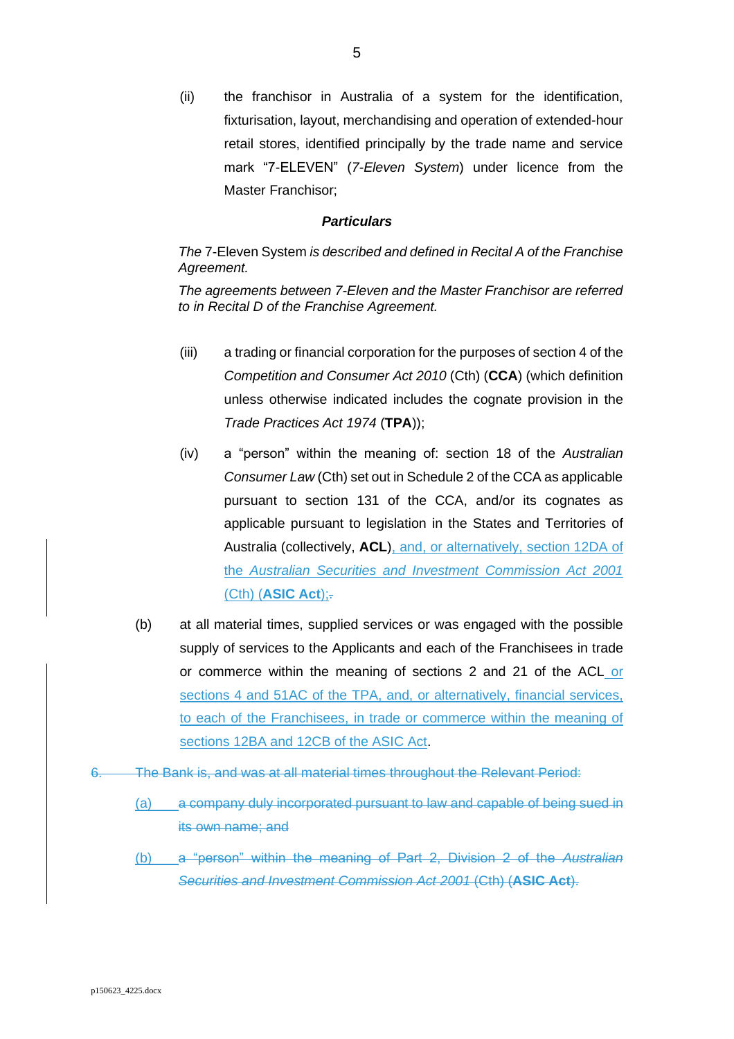(ii) the franchisor in Australia of a system for the identification, fixturisation, layout, merchandising and operation of extended-hour retail stores, identified principally by the trade name and service mark "7-ELEVEN" (*7-Eleven System*) under licence from the Master Franchisor;

***Particulars***

*The* 7-Eleven System *is described and defined in Recital A of the Franchise Agreement.*

*The agreements between 7-Eleven and the Master Franchisor are referred to in Recital D of the Franchise Agreement.*

(iii) a trading or financial corporation for the purposes of section 4 of the *Competition and Consumer Act 2010* (Cth) (**CCA**) (which definition unless otherwise indicated includes the cognate provision in the *Trade Practices Act 1974* (**TPA**));

(iv) a "person" within the meaning of: section 18 of the *Australian Consumer Law* (Cth) set out in Schedule 2 of the CCA as applicable pursuant to section 131 of the CCA, and/or its cognates as applicable pursuant to legislation in the States and Territories of Australia (collectively, **ACL**), and, or alternatively, section 12DA of the *Australian Securities and Investment Commission Act 2001* (Cth) (**ASIC Act**);~~.~~

(b) at all material times, supplied services or was engaged with the possible supply of services to the Applicants and each of the Franchisees in trade or commerce within the meaning of sections 2 and 21 of the ACL or sections 4 and 51AC of the TPA, and, or alternatively, financial services, to each of the Franchisees, in trade or commerce within the meaning of sections 12BA and 12CB of the ASIC Act.

~~6. The Bank is, and was at all material times throughout the Relevant Period:~~

~~(a) a company duly incorporated pursuant to law and capable of being sued in its own name; and~~

~~(b) a "person" within the meaning of Part 2, Division 2 of the *Australian Securities and Investment Commission Act 2001* (Cth) (**ASIC Act**).~~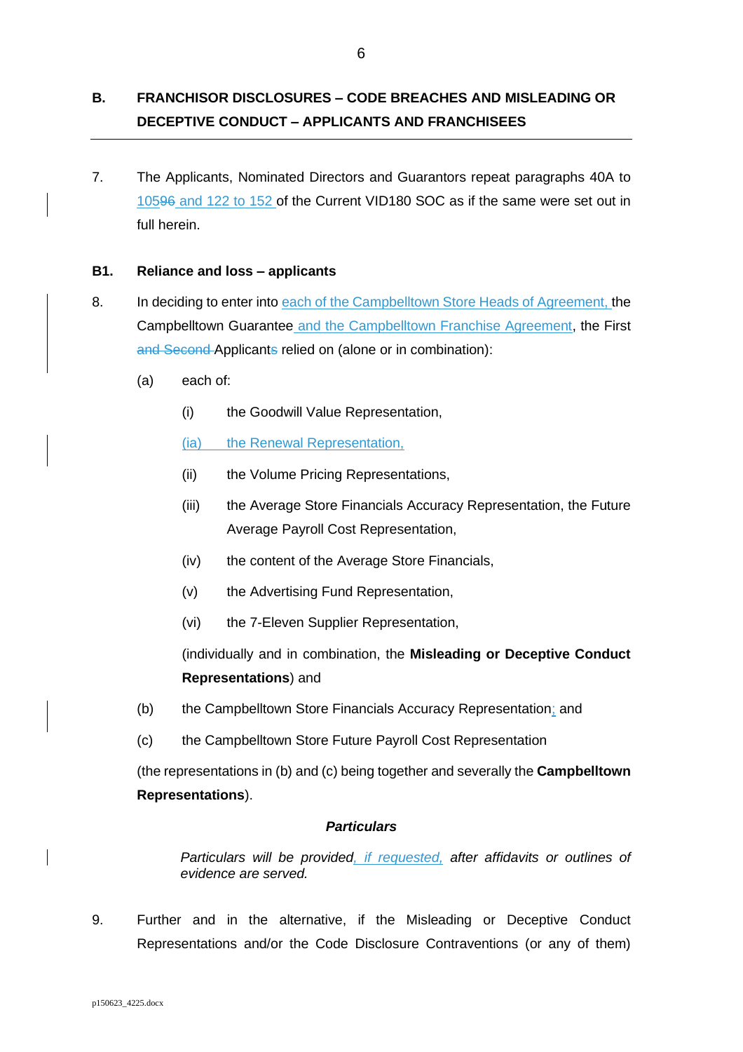## B. FRANCHISOR DISCLOSURES – CODE BREACHES AND MISLEADING OR DECEPTIVE CONDUCT – APPLICANTS AND FRANCHISEES

7. The Applicants, Nominated Directors and Guarantors repeat paragraphs 40A to 10596 and 122 to 152 of the Current VID180 SOC as if the same were set out in full herein.

### B1. Reliance and loss – applicants

8. In deciding to enter into each of the Campbelltown Store Heads of Agreement, the Campbelltown Guarantee and the Campbelltown Franchise Agreement, the First and Second Applicants relied on (alone or in combination):

   (a) each of:

      (i) the Goodwill Value Representation,

      (ia) the Renewal Representation,

      (ii) the Volume Pricing Representations,

      (iii) the Average Store Financials Accuracy Representation, the Future Average Payroll Cost Representation,

      (iv) the content of the Average Store Financials,

      (v) the Advertising Fund Representation,

      (vi) the 7-Eleven Supplier Representation,

      (individually and in combination, the **Misleading or Deceptive Conduct Representations**) and

   (b) the Campbelltown Store Financials Accuracy Representation; and

   (c) the Campbelltown Store Future Payroll Cost Representation

   (the representations in (b) and (c) being together and severally the **Campbelltown Representations**).

***Particulars***

*Particulars will be provided, if requested, after affidavits or outlines of evidence are served.*

9. Further and in the alternative, if the Misleading or Deceptive Conduct Representations and/or the Code Disclosure Contraventions (or any of them)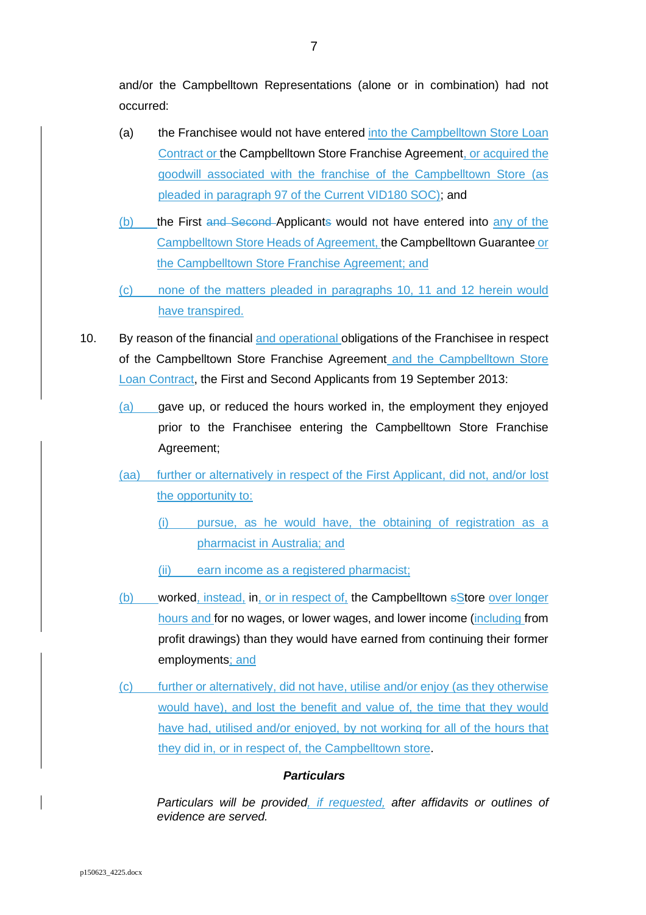and/or the Campbelltown Representations (alone or in combination) had not occurred:

(a) the Franchisee would not have entered into the Campbelltown Store Loan Contract or the Campbelltown Store Franchise Agreement, or acquired the goodwill associated with the franchise of the Campbelltown Store (as pleaded in paragraph 97 of the Current VID180 SOC); and

(b) the First ~~and Second~~ Applicant~~s~~ would not have entered into any of the Campbelltown Store Heads of Agreement, the Campbelltown Guarantee or the Campbelltown Store Franchise Agreement; and

(c) none of the matters pleaded in paragraphs 10, 11 and 12 herein would have transpired.

10. By reason of the financial and operational obligations of the Franchisee in respect of the Campbelltown Store Franchise Agreement and the Campbelltown Store Loan Contract, the First and Second Applicants from 19 September 2013:

(a) gave up, or reduced the hours worked in, the employment they enjoyed prior to the Franchisee entering the Campbelltown Store Franchise Agreement;

(aa) further or alternatively in respect of the First Applicant, did not, and/or lost the opportunity to:

(i) pursue, as he would have, the obtaining of registration as a pharmacist in Australia; and

(ii) earn income as a registered pharmacist;

(b) worked, instead, in, or in respect of, the Campbelltown ~~s~~Store over longer hours and for no wages, or lower wages, and lower income (including from profit drawings) than they would have earned from continuing their former employments; and

(c) further or alternatively, did not have, utilise and/or enjoy (as they otherwise would have), and lost the benefit and value of, the time that they would have had, utilised and/or enjoyed, by not working for all of the hours that they did in, or in respect of, the Campbelltown store.

***Particulars***

*Particulars will be provided, if requested, after affidavits or outlines of evidence are served.*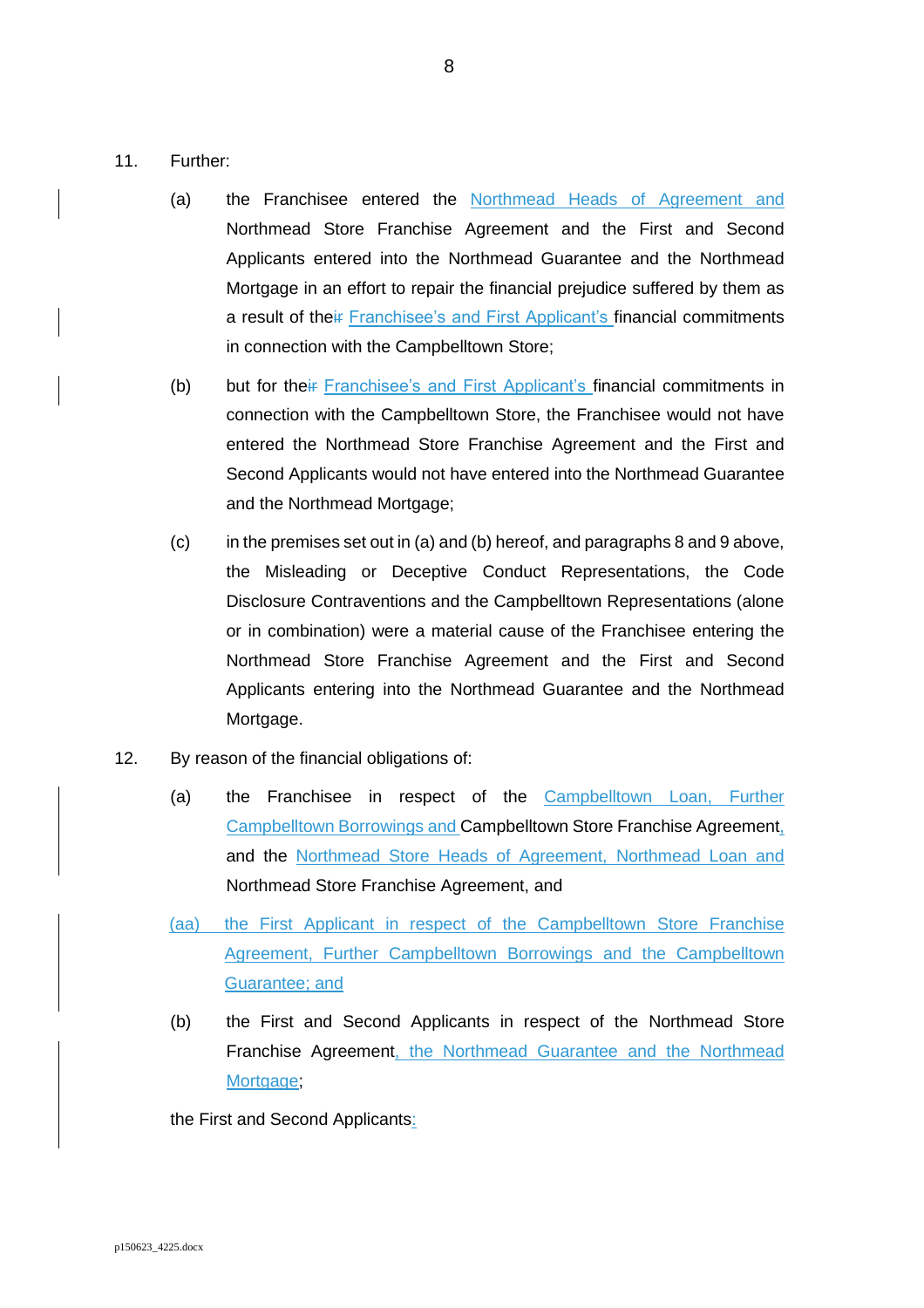11. Further:

    (a) the Franchisee entered the Northmead Heads of Agreement and Northmead Store Franchise Agreement and the First and Second Applicants entered into the Northmead Guarantee and the Northmead Mortgage in an effort to repair the financial prejudice suffered by them as a result of the~~ir~~ Franchisee's and First Applicant's financial commitments in connection with the Campbelltown Store;

    (b) but for the~~ir~~ Franchisee's and First Applicant's financial commitments in connection with the Campbelltown Store, the Franchisee would not have entered the Northmead Store Franchise Agreement and the First and Second Applicants would not have entered into the Northmead Guarantee and the Northmead Mortgage;

    (c) in the premises set out in (a) and (b) hereof, and paragraphs 8 and 9 above, the Misleading or Deceptive Conduct Representations, the Code Disclosure Contraventions and the Campbelltown Representations (alone or in combination) were a material cause of the Franchisee entering the Northmead Store Franchise Agreement and the First and Second Applicants entering into the Northmead Guarantee and the Northmead Mortgage.

12. By reason of the financial obligations of:

    (a) the Franchisee in respect of the Campbelltown Loan, Further Campbelltown Borrowings and Campbelltown Store Franchise Agreement, and the Northmead Store Heads of Agreement, Northmead Loan and Northmead Store Franchise Agreement, and

    (aa) the First Applicant in respect of the Campbelltown Store Franchise Agreement, Further Campbelltown Borrowings and the Campbelltown Guarantee; and

    (b) the First and Second Applicants in respect of the Northmead Store Franchise Agreement, the Northmead Guarantee and the Northmead Mortgage;

    the First and Second Applicants: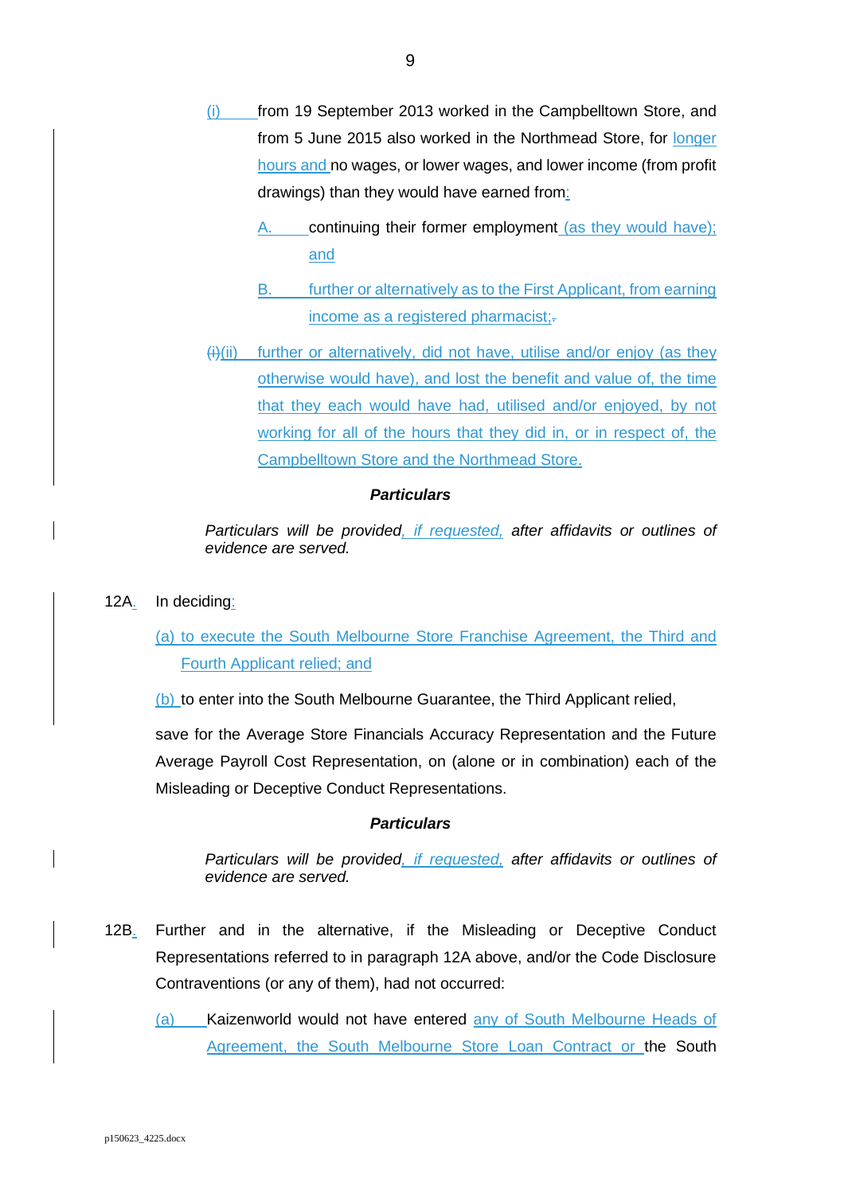(i) from 19 September 2013 worked in the Campbelltown Store, and from 5 June 2015 also worked in the Northmead Store, for longer hours and no wages, or lower wages, and lower income (from profit drawings) than they would have earned from:

A. continuing their former employment (as they would have); and

B. further or alternatively as to the First Applicant, from earning income as a registered pharmacist;.

~~(i)~~(ii) further or alternatively, did not have, utilise and/or enjoy (as they otherwise would have), and lost the benefit and value of, the time that they each would have had, utilised and/or enjoyed, by not working for all of the hours that they did in, or in respect of, the Campbelltown Store and the Northmead Store.

**Particulars**

*Particulars will be provided, if requested, after affidavits or outlines of evidence are served.*

12A. In deciding:

(a) to execute the South Melbourne Store Franchise Agreement, the Third and Fourth Applicant relied; and

(b) to enter into the South Melbourne Guarantee, the Third Applicant relied,

save for the Average Store Financials Accuracy Representation and the Future Average Payroll Cost Representation, on (alone or in combination) each of the Misleading or Deceptive Conduct Representations.

**Particulars**

*Particulars will be provided, if requested, after affidavits or outlines of evidence are served.*

12B. Further and in the alternative, if the Misleading or Deceptive Conduct Representations referred to in paragraph 12A above, and/or the Code Disclosure Contraventions (or any of them), had not occurred:

(a) Kaizenworld would not have entered any of South Melbourne Heads of Agreement, the South Melbourne Store Loan Contract or the South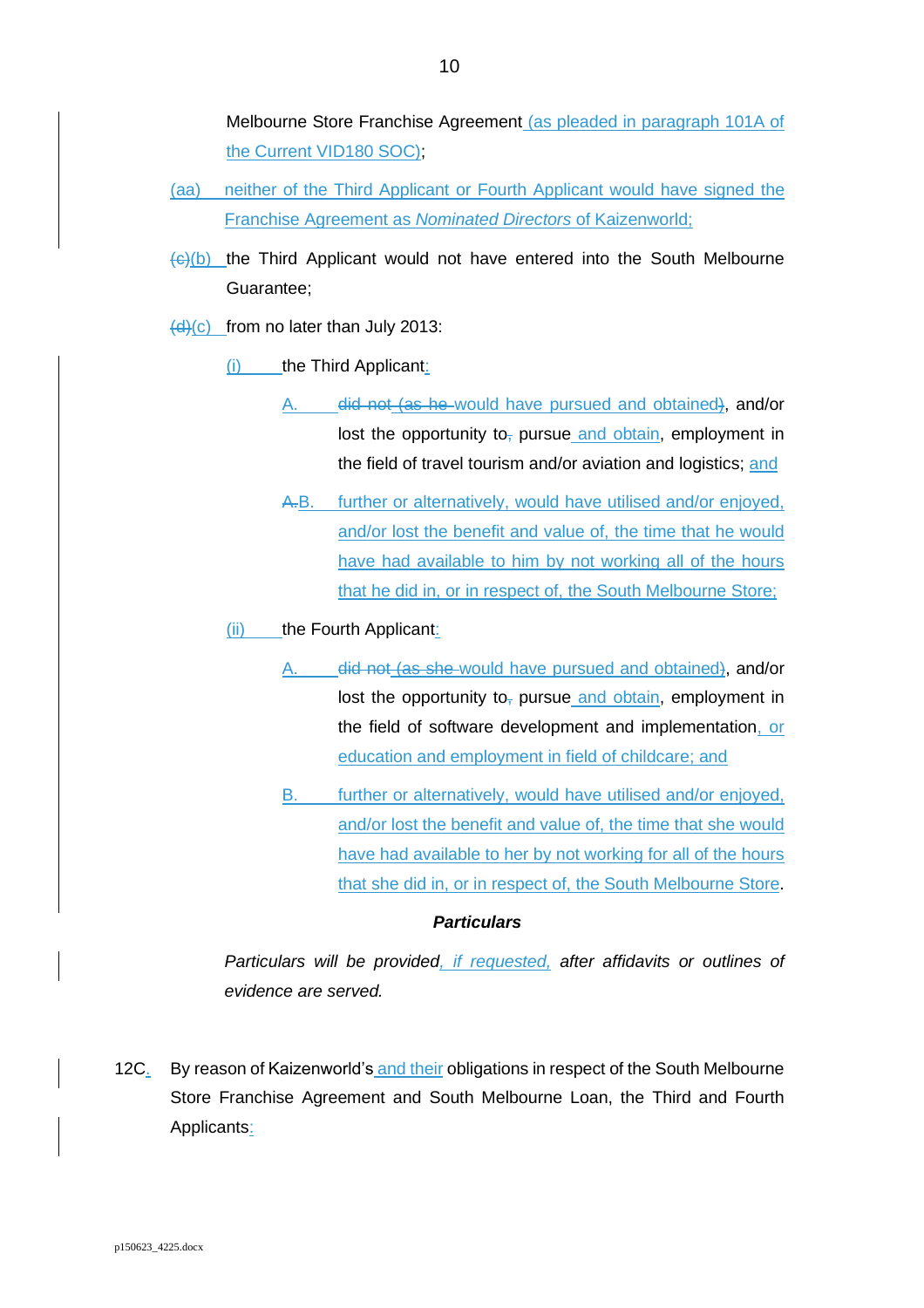Melbourne Store Franchise Agreement (as pleaded in paragraph 101A of the Current VID180 SOC);

(aa) neither of the Third Applicant or Fourth Applicant would have signed the Franchise Agreement as *Nominated Directors* of Kaizenworld;

~~(c)~~(b) the Third Applicant would not have entered into the South Melbourne Guarantee;

~~(d)~~(c) from no later than July 2013:

(i) the Third Applicant:

A. ~~did not (as he~~ would have pursued and obtained~~)~~, and/or lost the opportunity to~~,~~ pursue and obtain, employment in the field of travel tourism and/or aviation and logistics; and

~~A.~~B. further or alternatively, would have utilised and/or enjoyed, and/or lost the benefit and value of, the time that he would have had available to him by not working all of the hours that he did in, or in respect of, the South Melbourne Store;

(ii) the Fourth Applicant:

A. ~~did not (as she~~ would have pursued and obtained~~)~~, and/or lost the opportunity to~~,~~ pursue and obtain, employment in the field of software development and implementation, or education and employment in field of childcare; and

B. further or alternatively, would have utilised and/or enjoyed, and/or lost the benefit and value of, the time that she would have had available to her by not working for all of the hours that she did in, or in respect of, the South Melbourne Store.

***Particulars***

*Particulars will be provided, if requested, after affidavits or outlines of evidence are served.*

12C. By reason of Kaizenworld's and their obligations in respect of the South Melbourne Store Franchise Agreement and South Melbourne Loan, the Third and Fourth Applicants: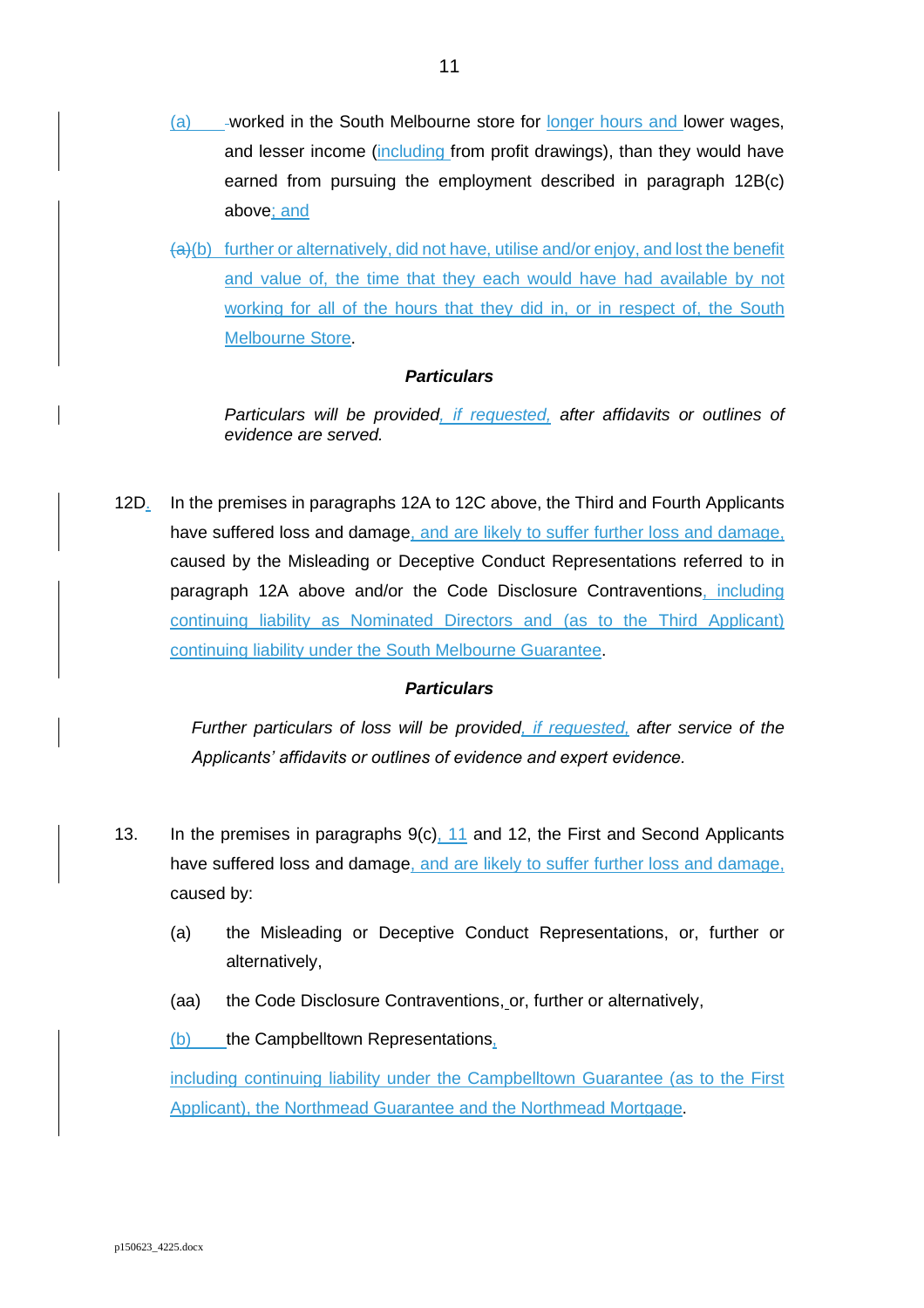(a) worked in the South Melbourne store for longer hours and lower wages, and lesser income (including from profit drawings), than they would have earned from pursuing the employment described in paragraph 12B(c) above; and

(a)(b) further or alternatively, did not have, utilise and/or enjoy, and lost the benefit and value of, the time that they each would have had available by not working for all of the hours that they did in, or in respect of, the South Melbourne Store.

***Particulars***

*Particulars will be provided, if requested, after affidavits or outlines of evidence are served.*

12D. In the premises in paragraphs 12A to 12C above, the Third and Fourth Applicants have suffered loss and damage, and are likely to suffer further loss and damage, caused by the Misleading or Deceptive Conduct Representations referred to in paragraph 12A above and/or the Code Disclosure Contraventions, including continuing liability as Nominated Directors and (as to the Third Applicant) continuing liability under the South Melbourne Guarantee.

***Particulars***

*Further particulars of loss will be provided, if requested, after service of the Applicants' affidavits or outlines of evidence and expert evidence.*

13. In the premises in paragraphs 9(c), 11 and 12, the First and Second Applicants have suffered loss and damage, and are likely to suffer further loss and damage, caused by:

(a) the Misleading or Deceptive Conduct Representations, or, further or alternatively,

(aa) the Code Disclosure Contraventions, or, further or alternatively,

(b) the Campbelltown Representations,

including continuing liability under the Campbelltown Guarantee (as to the First Applicant), the Northmead Guarantee and the Northmead Mortgage.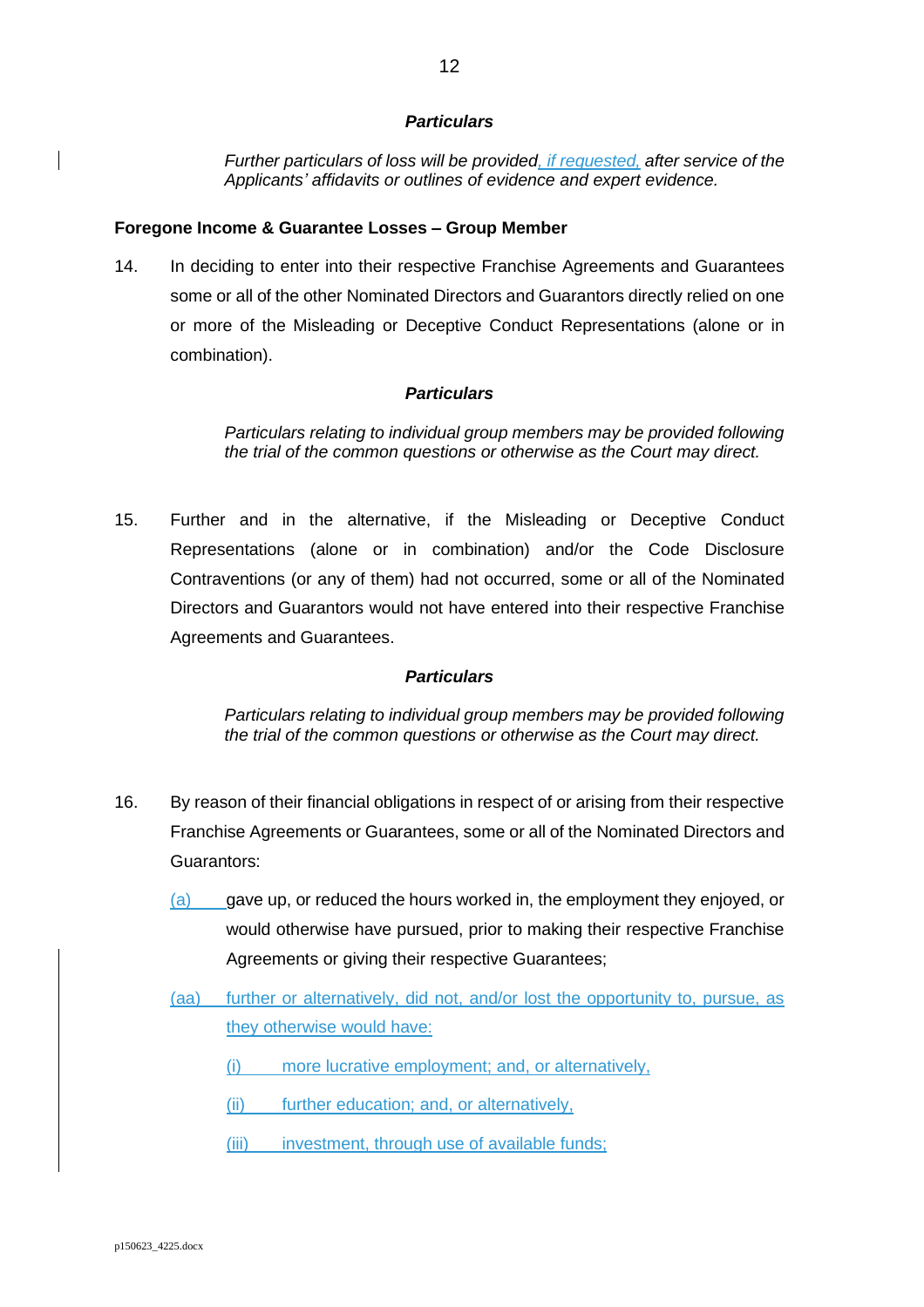***Particulars***

*Further particulars of loss will be provided, if requested, after service of the Applicants' affidavits or outlines of evidence and expert evidence.*

**Foregone Income & Guarantee Losses – Group Member**

14. In deciding to enter into their respective Franchise Agreements and Guarantees some or all of the other Nominated Directors and Guarantors directly relied on one or more of the Misleading or Deceptive Conduct Representations (alone or in combination).

***Particulars***

*Particulars relating to individual group members may be provided following the trial of the common questions or otherwise as the Court may direct.*

15. Further and in the alternative, if the Misleading or Deceptive Conduct Representations (alone or in combination) and/or the Code Disclosure Contraventions (or any of them) had not occurred, some or all of the Nominated Directors and Guarantors would not have entered into their respective Franchise Agreements and Guarantees.

***Particulars***

*Particulars relating to individual group members may be provided following the trial of the common questions or otherwise as the Court may direct.*

16. By reason of their financial obligations in respect of or arising from their respective Franchise Agreements or Guarantees, some or all of the Nominated Directors and Guarantors:

    (a) gave up, or reduced the hours worked in, the employment they enjoyed, or would otherwise have pursued, prior to making their respective Franchise Agreements or giving their respective Guarantees;

    (aa) further or alternatively, did not, and/or lost the opportunity to, pursue, as they otherwise would have:

    (i) more lucrative employment; and, or alternatively,

    (ii) further education; and, or alternatively,

    (iii) investment, through use of available funds;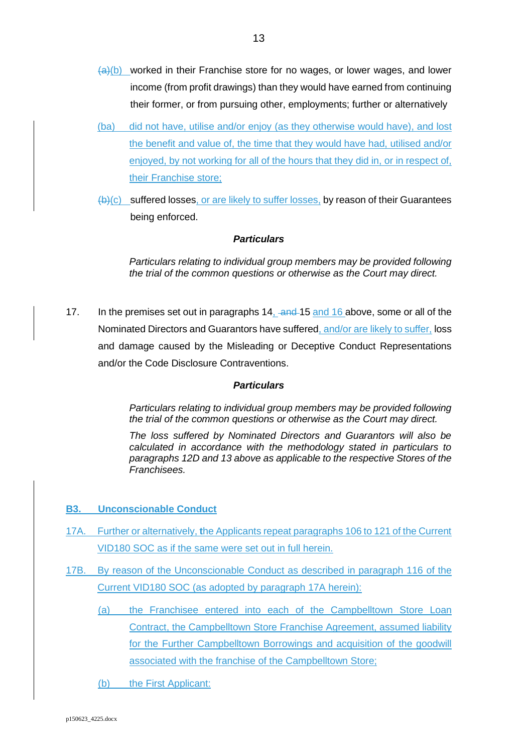~~(a)~~(b) worked in their Franchise store for no wages, or lower wages, and lower income (from profit drawings) than they would have earned from continuing their former, or from pursuing other, employments; further or alternatively

(ba) did not have, utilise and/or enjoy (as they otherwise would have), and lost the benefit and value of, the time that they would have had, utilised and/or enjoyed, by not working for all of the hours that they did in, or in respect of, their Franchise store;

~~(b)~~(c) suffered losses, or are likely to suffer losses, by reason of their Guarantees being enforced.

***Particulars***

*Particulars relating to individual group members may be provided following the trial of the common questions or otherwise as the Court may direct.*

17. In the premises set out in paragraphs 14, ~~and~~ 15 and 16 above, some or all of the Nominated Directors and Guarantors have suffered, and/or are likely to suffer, loss and damage caused by the Misleading or Deceptive Conduct Representations and/or the Code Disclosure Contraventions.

***Particulars***

*Particulars relating to individual group members may be provided following the trial of the common questions or otherwise as the Court may direct.*

*The loss suffered by Nominated Directors and Guarantors will also be calculated in accordance with the methodology stated in particulars to paragraphs 12D and 13 above as applicable to the respective Stores of the Franchisees.*

## B3. Unconscionable Conduct

17A. Further or alternatively, the Applicants repeat paragraphs 106 to 121 of the Current VID180 SOC as if the same were set out in full herein.

17B. By reason of the Unconscionable Conduct as described in paragraph 116 of the Current VID180 SOC (as adopted by paragraph 17A herein):

(a) the Franchisee entered into each of the Campbelltown Store Loan Contract, the Campbelltown Store Franchise Agreement, assumed liability for the Further Campbelltown Borrowings and acquisition of the goodwill associated with the franchise of the Campbelltown Store;

(b) the First Applicant: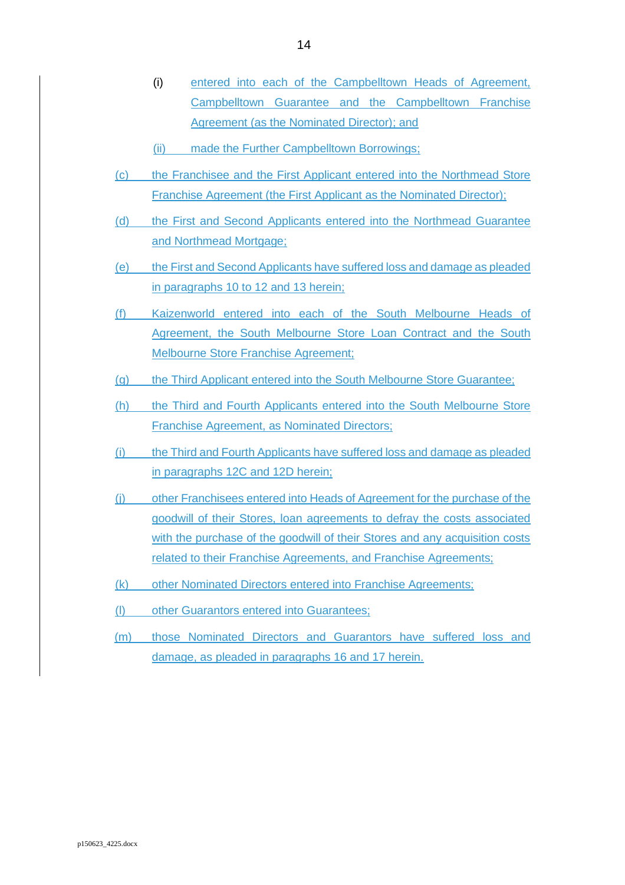(i) entered into each of the Campbelltown Heads of Agreement, Campbelltown Guarantee and the Campbelltown Franchise Agreement (as the Nominated Director); and

(ii) made the Further Campbelltown Borrowings;

(c) the Franchisee and the First Applicant entered into the Northmead Store Franchise Agreement (the First Applicant as the Nominated Director);

(d) the First and Second Applicants entered into the Northmead Guarantee and Northmead Mortgage;

(e) the First and Second Applicants have suffered loss and damage as pleaded in paragraphs 10 to 12 and 13 herein;

(f) Kaizenworld entered into each of the South Melbourne Heads of Agreement, the South Melbourne Store Loan Contract and the South Melbourne Store Franchise Agreement;

(g) the Third Applicant entered into the South Melbourne Store Guarantee;

(h) the Third and Fourth Applicants entered into the South Melbourne Store Franchise Agreement, as Nominated Directors;

(i) the Third and Fourth Applicants have suffered loss and damage as pleaded in paragraphs 12C and 12D herein;

(j) other Franchisees entered into Heads of Agreement for the purchase of the goodwill of their Stores, loan agreements to defray the costs associated with the purchase of the goodwill of their Stores and any acquisition costs related to their Franchise Agreements, and Franchise Agreements;

(k) other Nominated Directors entered into Franchise Agreements;

(l) other Guarantors entered into Guarantees;

(m) those Nominated Directors and Guarantors have suffered loss and damage, as pleaded in paragraphs 16 and 17 herein.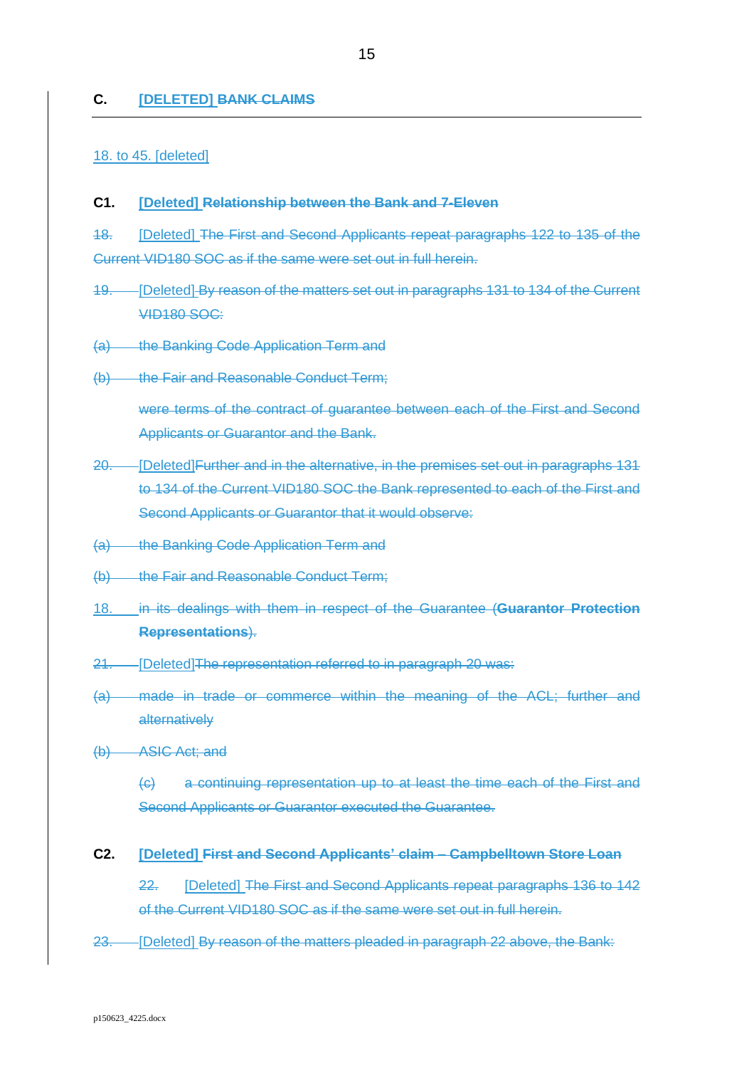## C. [DELETED] ~~BANK CLAIMS~~

18. to 45. [deleted]

### C1. [Deleted] ~~Relationship between the Bank and 7-Eleven~~

~~18.~~ [Deleted] ~~The First and Second Applicants repeat paragraphs 122 to 135 of the Current VID180 SOC as if the same were set out in full herein.~~

~~19.~~ [Deleted] ~~By reason of the matters set out in paragraphs 131 to 134 of the Current VID180 SOC:~~

~~(a) the Banking Code Application Term and~~

~~(b) the Fair and Reasonable Conduct Term;~~

~~were terms of the contract of guarantee between each of the First and Second Applicants or Guarantor and the Bank.~~

~~20.~~ [Deleted]~~Further and in the alternative, in the premises set out in paragraphs 131 to 134 of the Current VID180 SOC the Bank represented to each of the First and Second Applicants or Guarantor that it would observe:~~

~~(a) the Banking Code Application Term and~~

~~(b) the Fair and Reasonable Conduct Term;~~

18. ~~in its dealings with them in respect of the Guarantee (**Guarantor Protection Representations**).~~

~~21.~~ [Deleted]~~The representation referred to in paragraph 20 was:~~

~~(a) made in trade or commerce within the meaning of the ACL; further and alternatively~~

~~(b) ASIC Act; and~~

~~(c) a continuing representation up to at least the time each of the First and Second Applicants or Guarantor executed the Guarantee.~~

### C2. [Deleted] ~~First and Second Applicants' claim – Campbelltown Store Loan~~

~~22.~~ [Deleted] ~~The First and Second Applicants repeat paragraphs 136 to 142 of the Current VID180 SOC as if the same were set out in full herein.~~

~~23.~~ [Deleted] ~~By reason of the matters pleaded in paragraph 22 above, the Bank:~~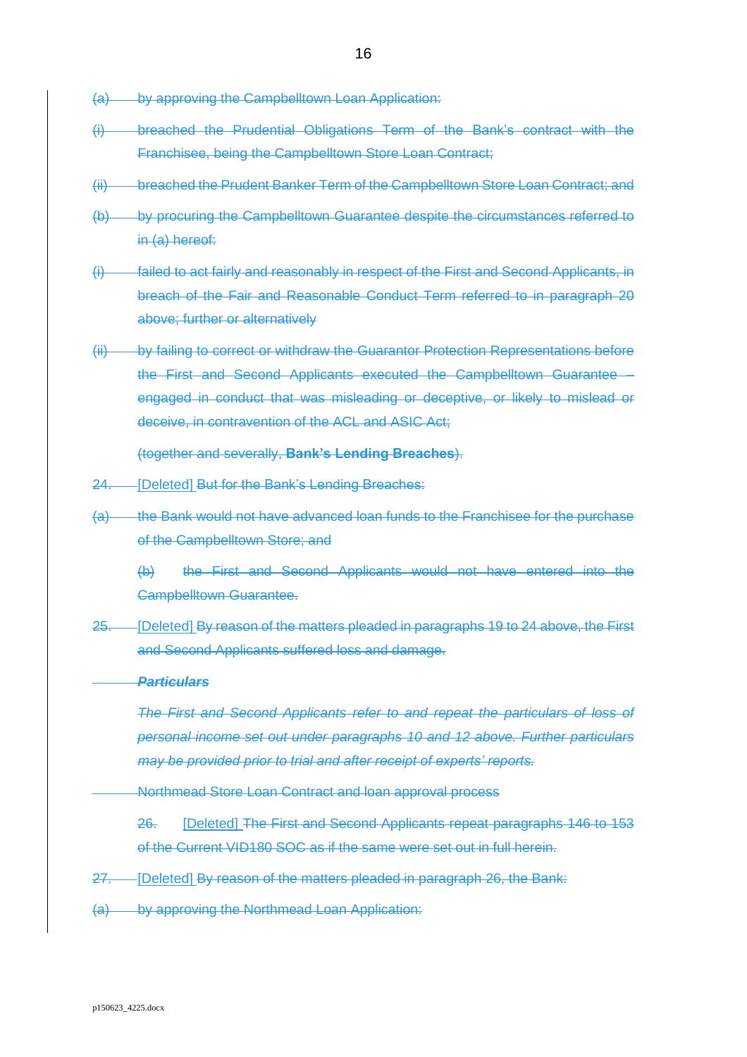(a) by approving the Campbelltown Loan Application:

(i) breached the Prudential Obligations Term of the Bank's contract with the Franchisee, being the Campbelltown Store Loan Contract;

(ii) breached the Prudent Banker Term of the Campbelltown Store Loan Contract; and

(b) by procuring the Campbelltown Guarantee despite the circumstances referred to in (a) hereof:

(i) failed to act fairly and reasonably in respect of the First and Second Applicants, in breach of the Fair and Reasonable Conduct Term referred to in paragraph 20 above; further or alternatively

(ii) by failing to correct or withdraw the Guarantor Protection Representations before the First and Second Applicants executed the Campbelltown Guarantee – engaged in conduct that was misleading or deceptive, or likely to mislead or deceive, in contravention of the ACL and ASIC Act;

(together and severally, **Bank's Lending Breaches**).

24. [Deleted] But for the Bank's Lending Breaches:

(a) the Bank would not have advanced loan funds to the Franchisee for the purchase of the Campbelltown Store; and

(b) the First and Second Applicants would not have entered into the Campbelltown Guarantee.

25. [Deleted] By reason of the matters pleaded in paragraphs 19 to 24 above, the First and Second Applicants suffered loss and damage.

***Particulars***

*The First and Second Applicants refer to and repeat the particulars of loss of personal income set out under paragraphs 10 and 12 above. Further particulars may be provided prior to trial and after receipt of experts' reports.*

Northmead Store Loan Contract and loan approval process

26. [Deleted] The First and Second Applicants repeat paragraphs 146 to 153 of the Current VID180 SOC as if the same were set out in full herein.

27. [Deleted] By reason of the matters pleaded in paragraph 26, the Bank:

(a) by approving the Northmead Loan Application: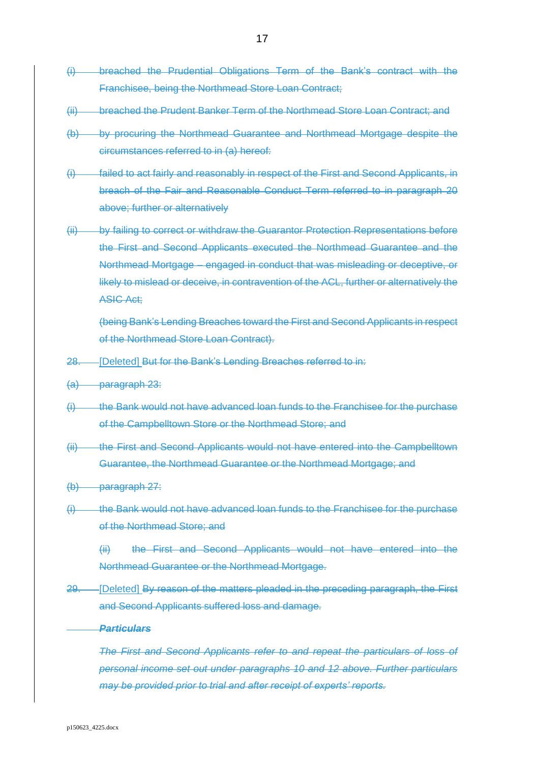~~(i) breached the Prudential Obligations Term of the Bank's contract with the Franchisee, being the Northmead Store Loan Contract;~~

~~(ii) breached the Prudent Banker Term of the Northmead Store Loan Contract; and~~

~~(b) by procuring the Northmead Guarantee and Northmead Mortgage despite the circumstances referred to in (a) hereof:~~

~~(i) failed to act fairly and reasonably in respect of the First and Second Applicants, in breach of the Fair and Reasonable Conduct Term referred to in paragraph 20 above; further or alternatively~~

~~(ii) by failing to correct or withdraw the Guarantor Protection Representations before the First and Second Applicants executed the Northmead Guarantee and the Northmead Mortgage – engaged in conduct that was misleading or deceptive, or likely to mislead or deceive, in contravention of the ACL, further or alternatively the ASIC Act;~~

~~(being Bank's Lending Breaches toward the First and Second Applicants in respect of the Northmead Store Loan Contract).~~

28. [Deleted] ~~But for the Bank's Lending Breaches referred to in:~~

~~(a) paragraph 23:~~

~~(i) the Bank would not have advanced loan funds to the Franchisee for the purchase of the Campbelltown Store or the Northmead Store; and~~

~~(ii) the First and Second Applicants would not have entered into the Campbelltown Guarantee, the Northmead Guarantee or the Northmead Mortgage; and~~

~~(b) paragraph 27:~~

~~(i) the Bank would not have advanced loan funds to the Franchisee for the purchase of the Northmead Store; and~~

~~(ii) the First and Second Applicants would not have entered into the Northmead Guarantee or the Northmead Mortgage.~~

29. [Deleted] ~~By reason of the matters pleaded in the preceding paragraph, the First and Second Applicants suffered loss and damage.~~

~~***Particulars***~~

~~*The First and Second Applicants refer to and repeat the particulars of loss of personal income set out under paragraphs 10 and 12 above. Further particulars may be provided prior to trial and after receipt of experts' reports.*~~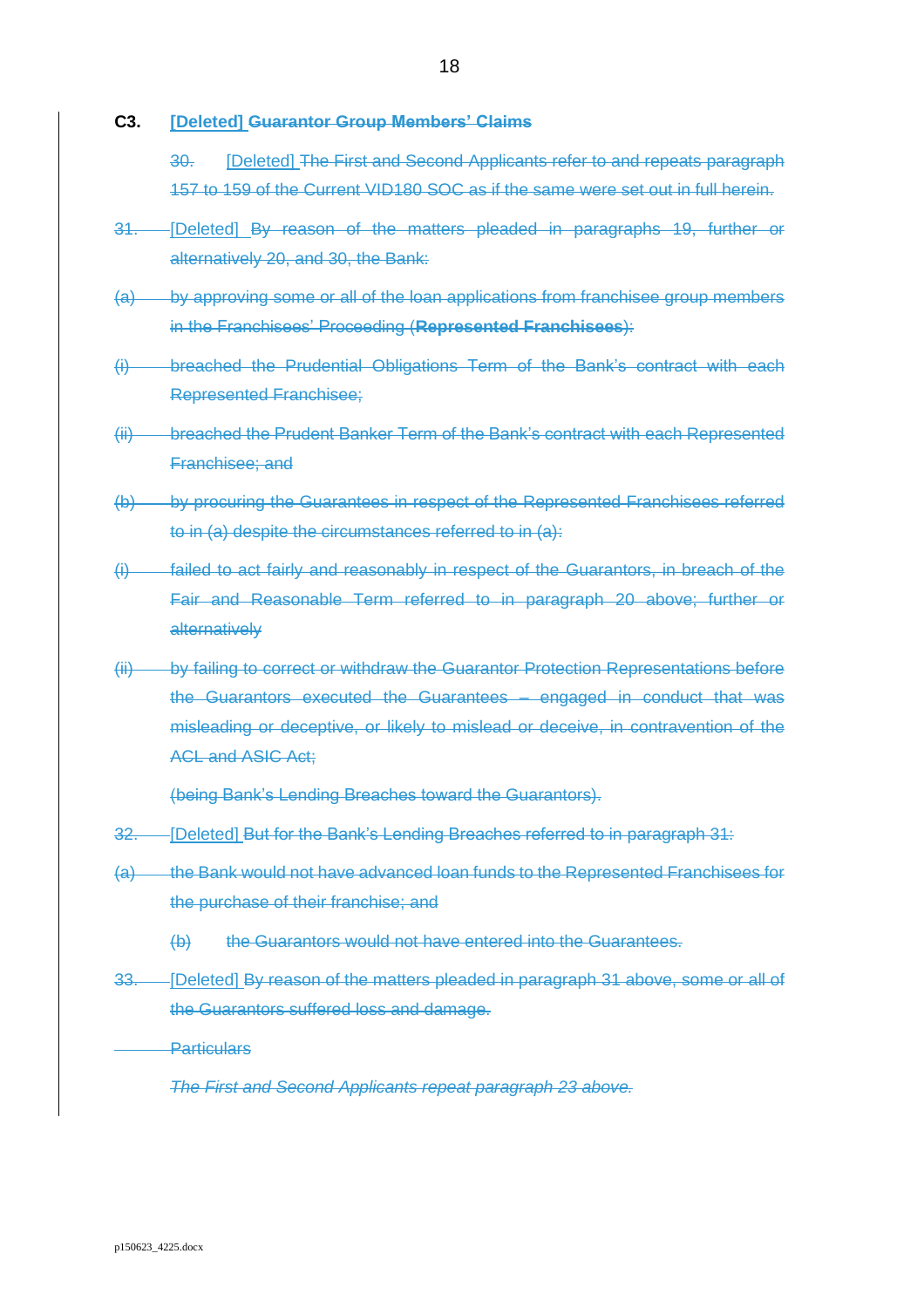**C3. [Deleted] ~~Guarantor Group Members' Claims~~**

~~30.~~ [Deleted] ~~The First and Second Applicants refer to and repeats paragraph 157 to 159 of the Current VID180 SOC as if the same were set out in full herein.~~

~~31.~~ [Deleted] ~~By reason of the matters pleaded in paragraphs 19, further or alternatively 20, and 30, the Bank:~~

~~(a) by approving some or all of the loan applications from franchisee group members in the Franchisees' Proceeding (**Represented Franchisees**):~~

~~(i) breached the Prudential Obligations Term of the Bank's contract with each Represented Franchisee;~~

~~(ii) breached the Prudent Banker Term of the Bank's contract with each Represented Franchisee; and~~

~~(b) by procuring the Guarantees in respect of the Represented Franchisees referred to in (a) despite the circumstances referred to in (a):~~

~~(i) failed to act fairly and reasonably in respect of the Guarantors, in breach of the Fair and Reasonable Term referred to in paragraph 20 above; further or alternatively~~

~~(ii) by failing to correct or withdraw the Guarantor Protection Representations before the Guarantors executed the Guarantees – engaged in conduct that was misleading or deceptive, or likely to mislead or deceive, in contravention of the ACL and ASIC Act;~~

~~(being Bank's Lending Breaches toward the Guarantors).~~

~~32.~~ [Deleted] ~~But for the Bank's Lending Breaches referred to in paragraph 31:~~

~~(a) the Bank would not have advanced loan funds to the Represented Franchisees for the purchase of their franchise; and~~

~~(b) the Guarantors would not have entered into the Guarantees.~~

~~33.~~ [Deleted] ~~By reason of the matters pleaded in paragraph 31 above, some or all of the Guarantors suffered loss and damage.~~

~~Particulars~~

~~*The First and Second Applicants repeat paragraph 23 above.*~~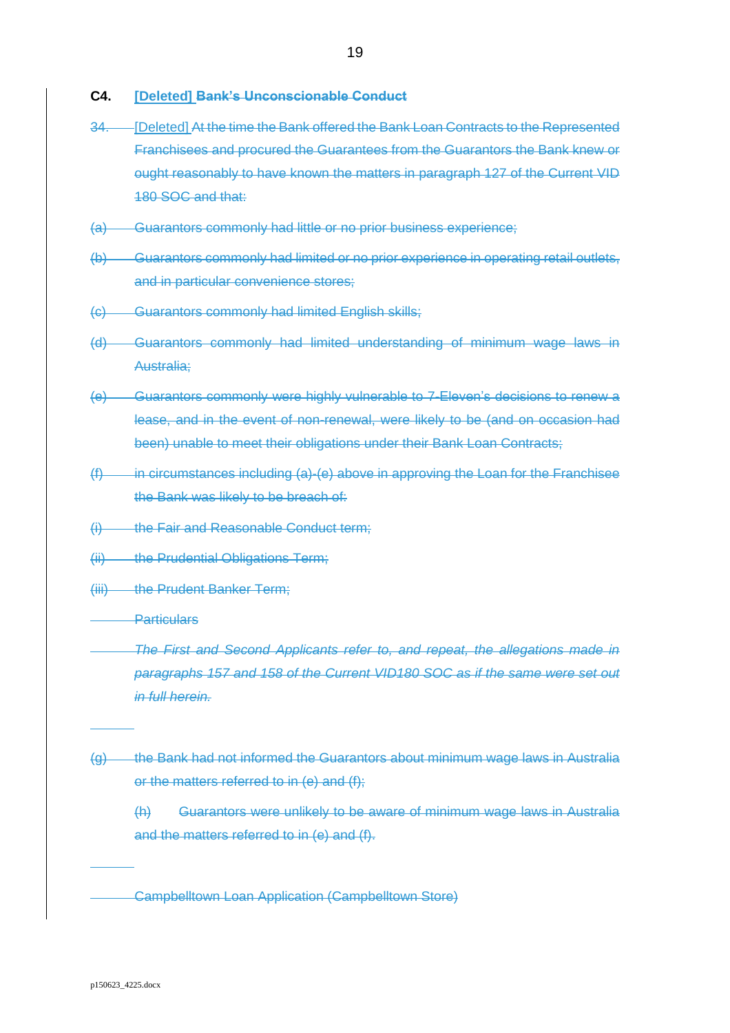## C4. [Deleted] ~~Bank's Unconscionable Conduct~~

~~34.~~ [Deleted] ~~At the time the Bank offered the Bank Loan Contracts to the Represented Franchisees and procured the Guarantees from the Guarantors the Bank knew or ought reasonably to have known the matters in paragraph 127 of the Current VID 180 SOC and that:~~

~~(a) Guarantors commonly had little or no prior business experience;~~

~~(b) Guarantors commonly had limited or no prior experience in operating retail outlets, and in particular convenience stores;~~

~~(c) Guarantors commonly had limited English skills;~~

~~(d) Guarantors commonly had limited understanding of minimum wage laws in Australia;~~

~~(e) Guarantors commonly were highly vulnerable to 7-Eleven's decisions to renew a lease, and in the event of non-renewal, were likely to be (and on occasion had been) unable to meet their obligations under their Bank Loan Contracts;~~

~~(f) in circumstances including (a)-(e) above in approving the Loan for the Franchisee the Bank was likely to be breach of:~~

~~(i) the Fair and Reasonable Conduct term;~~

~~(ii) the Prudential Obligations Term;~~

~~(iii) the Prudent Banker Term;~~

~~Particulars~~

~~*The First and Second Applicants refer to, and repeat, the allegations made in paragraphs 157 and 158 of the Current VID180 SOC as if the same were set out in full herein.*~~

~~(g) the Bank had not informed the Guarantors about minimum wage laws in Australia or the matters referred to in (e) and (f);~~

~~(h) Guarantors were unlikely to be aware of minimum wage laws in Australia and the matters referred to in (e) and (f).~~

~~Campbelltown Loan Application (Campbelltown Store)~~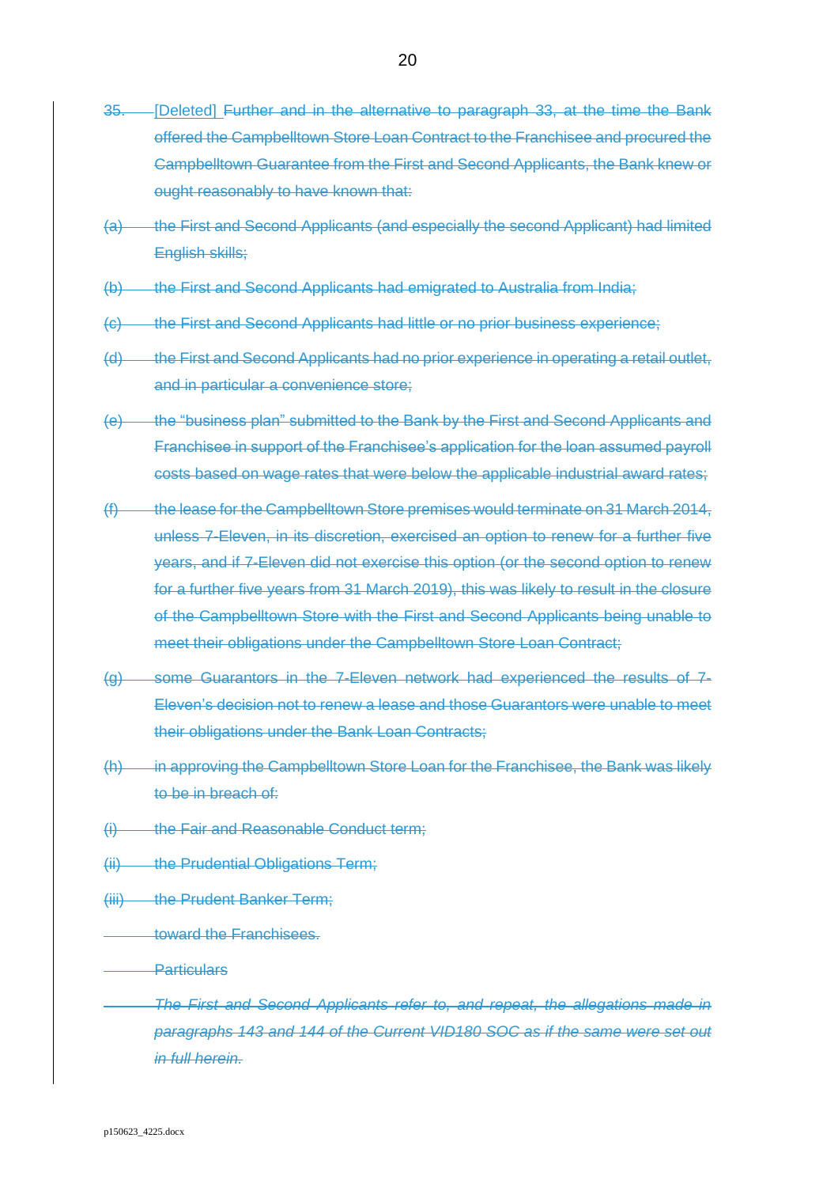35. [Deleted] ~~Further and in the alternative to paragraph 33, at the time the Bank offered the Campbelltown Store Loan Contract to the Franchisee and procured the Campbelltown Guarantee from the First and Second Applicants, the Bank knew or ought reasonably to have known that:~~

~~(a) the First and Second Applicants (and especially the second Applicant) had limited English skills;~~

~~(b) the First and Second Applicants had emigrated to Australia from India;~~

~~(c) the First and Second Applicants had little or no prior business experience;~~

~~(d) the First and Second Applicants had no prior experience in operating a retail outlet, and in particular a convenience store;~~

~~(e) the "business plan" submitted to the Bank by the First and Second Applicants and Franchisee in support of the Franchisee's application for the loan assumed payroll costs based on wage rates that were below the applicable industrial award rates;~~

~~(f) the lease for the Campbelltown Store premises would terminate on 31 March 2014, unless 7-Eleven, in its discretion, exercised an option to renew for a further five years, and if 7-Eleven did not exercise this option (or the second option to renew for a further five years from 31 March 2019), this was likely to result in the closure of the Campbelltown Store with the First and Second Applicants being unable to meet their obligations under the Campbelltown Store Loan Contract;~~

~~(g) some Guarantors in the 7-Eleven network had experienced the results of 7-Eleven's decision not to renew a lease and those Guarantors were unable to meet their obligations under the Bank Loan Contracts;~~

~~(h) in approving the Campbelltown Store Loan for the Franchisee, the Bank was likely to be in breach of:~~

~~(i) the Fair and Reasonable Conduct term;~~

~~(ii) the Prudential Obligations Term;~~

~~(iii) the Prudent Banker Term;~~

~~toward the Franchisees.~~

~~Particulars~~

~~*The First and Second Applicants refer to, and repeat, the allegations made in paragraphs 143 and 144 of the Current VID180 SOC as if the same were set out in full herein.*~~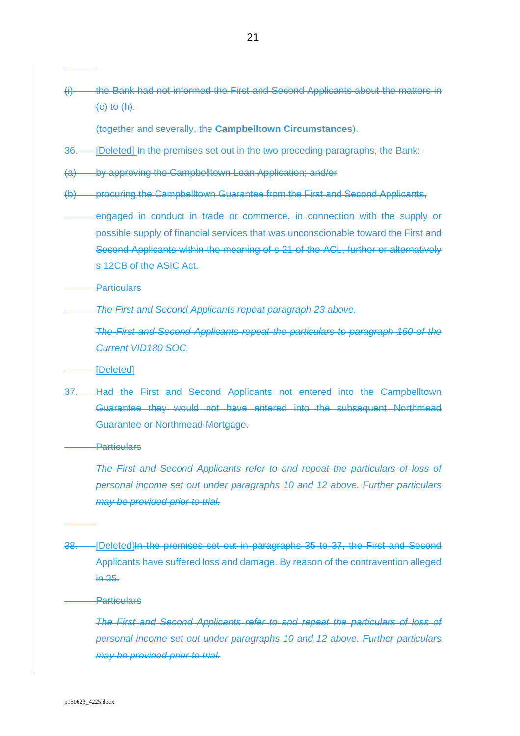~~(i) the Bank had not informed the First and Second Applicants about the matters in (e) to (h).~~

~~(together and severally, the **Campbelltown Circumstances**).~~

~~36.~~ [Deleted] ~~In the premises set out in the two preceding paragraphs, the Bank:~~

~~(a) by approving the Campbelltown Loan Application; and/or~~

~~(b) procuring the Campbelltown Guarantee from the First and Second Applicants,~~

~~engaged in conduct in trade or commerce, in connection with the supply or possible supply of financial services that was unconscionable toward the First and Second Applicants within the meaning of s 21 of the ACL, further or alternatively s 12CB of the ASIC Act.~~

~~Particulars~~

~~*The First and Second Applicants repeat paragraph 23 above.*~~

~~*The First and Second Applicants repeat the particulars to paragraph 160 of the Current VID180 SOC.*~~

[Deleted]

~~37. Had the First and Second Applicants not entered into the Campbelltown Guarantee they would not have entered into the subsequent Northmead Guarantee or Northmead Mortgage.~~

~~Particulars~~

~~*The First and Second Applicants refer to and repeat the particulars of loss of personal income set out under paragraphs 10 and 12 above. Further particulars may be provided prior to trial.*~~

~~38.~~ [Deleted]~~In the premises set out in paragraphs 35 to 37, the First and Second Applicants have suffered loss and damage. By reason of the contravention alleged in 35.~~

~~Particulars~~

~~*The First and Second Applicants refer to and repeat the particulars of loss of personal income set out under paragraphs 10 and 12 above. Further particulars may be provided prior to trial.*~~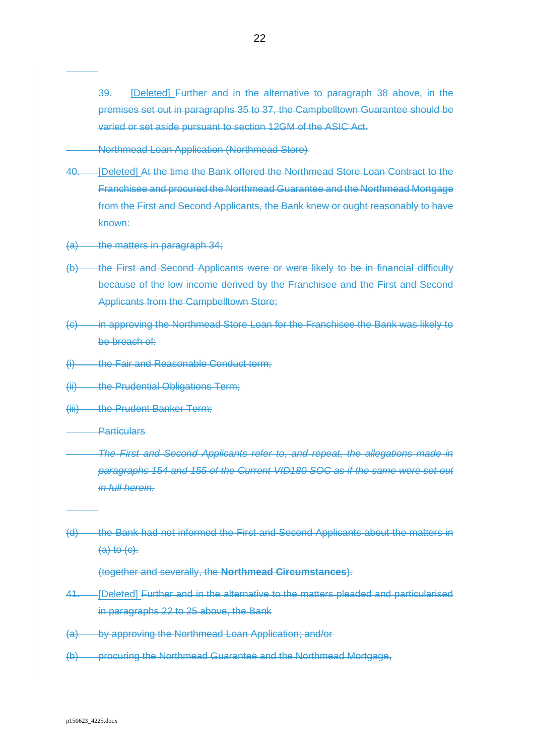39. [Deleted] ~~Further and in the alternative to paragraph 38 above, in the premises set out in paragraphs 35 to 37, the Campbelltown Guarantee should be varied or set aside pursuant to section 12GM of the ASIC Act.~~

~~Northmead Loan Application (Northmead Store)~~

40. [Deleted] ~~At the time the Bank offered the Northmead Store Loan Contract to the Franchisee and procured the Northmead Guarantee and the Northmead Mortgage from the First and Second Applicants, the Bank knew or ought reasonably to have known:~~

~~(a) the matters in paragraph 34;~~

~~(b) the First and Second Applicants were or were likely to be in financial difficulty because of the low income derived by the Franchisee and the First and Second Applicants from the Campbelltown Store;~~

~~(c) in approving the Northmead Store Loan for the Franchisee the Bank was likely to be breach of:~~

~~(i) the Fair and Reasonable Conduct term;~~

~~(ii) the Prudential Obligations Term;~~

~~(iii) the Prudent Banker Term;~~

~~Particulars~~

~~*The First and Second Applicants refer to, and repeat, the allegations made in paragraphs 154 and 155 of the Current VID180 SOC as if the same were set out in full herein.*~~

~~(d) the Bank had not informed the First and Second Applicants about the matters in (a) to (c).~~

~~(together and severally, the **Northmead Circumstances**).~~

41. [Deleted] ~~Further and in the alternative to the matters pleaded and particularised in paragraphs 22 to 25 above, the Bank~~

~~(a) by approving the Northmead Loan Application; and/or~~

~~(b) procuring the Northmead Guarantee and the Northmead Mortgage,~~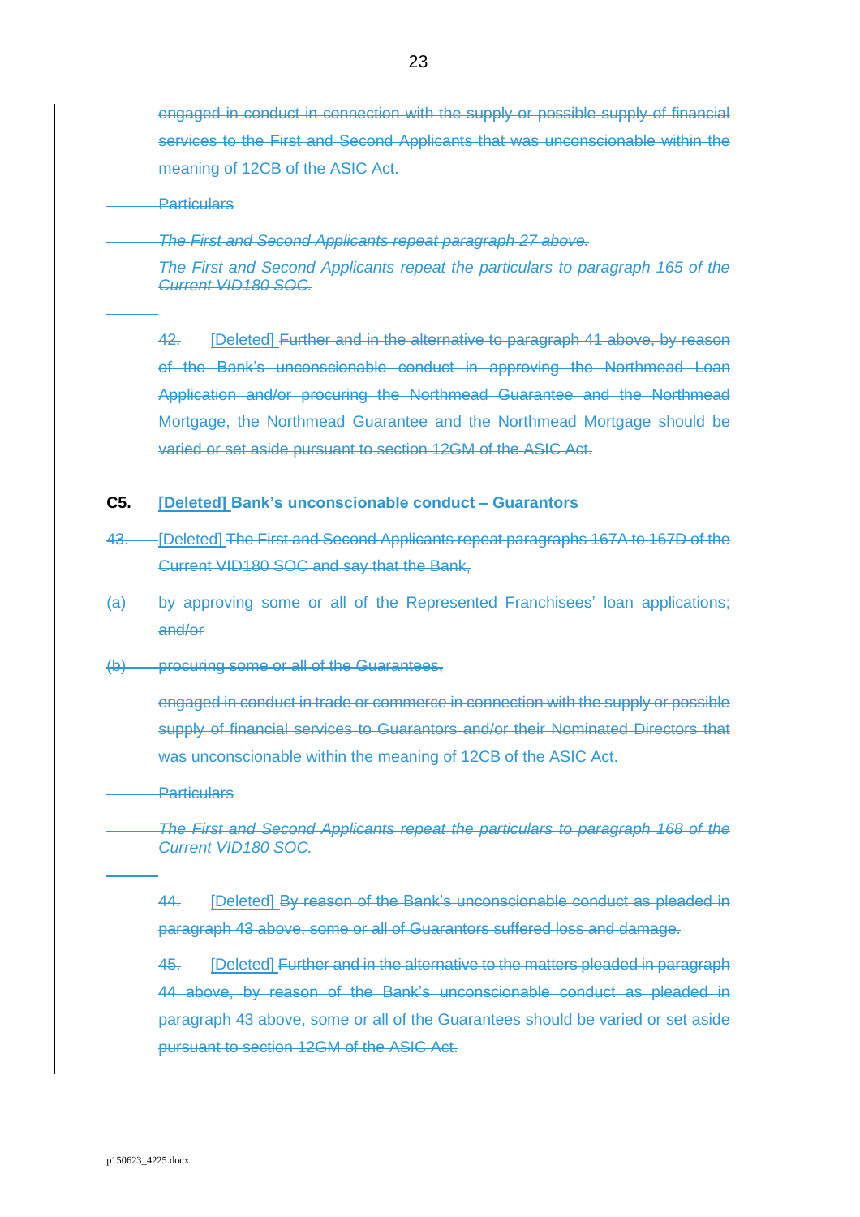engaged in conduct in connection with the supply or possible supply of financial services to the First and Second Applicants that was unconscionable within the meaning of 12CB of the ASIC Act.

Particulars

*The First and Second Applicants repeat paragraph 27 above.*

*The First and Second Applicants repeat the particulars to paragraph 165 of the Current VID180 SOC.*

42. [Deleted] Further and in the alternative to paragraph 41 above, by reason of the Bank's unconscionable conduct in approving the Northmead Loan Application and/or procuring the Northmead Guarantee and the Northmead Mortgage, the Northmead Guarantee and the Northmead Mortgage should be varied or set aside pursuant to section 12GM of the ASIC Act.

## C5. [Deleted] Bank's unconscionable conduct – Guarantors

43. [Deleted] The First and Second Applicants repeat paragraphs 167A to 167D of the Current VID180 SOC and say that the Bank,

(a) by approving some or all of the Represented Franchisees' loan applications; and/or

(b) procuring some or all of the Guarantees,

engaged in conduct in trade or commerce in connection with the supply or possible supply of financial services to Guarantors and/or their Nominated Directors that was unconscionable within the meaning of 12CB of the ASIC Act.

Particulars

*The First and Second Applicants repeat the particulars to paragraph 168 of the Current VID180 SOC.*

44. [Deleted] By reason of the Bank's unconscionable conduct as pleaded in paragraph 43 above, some or all of Guarantors suffered loss and damage.

45. [Deleted] Further and in the alternative to the matters pleaded in paragraph 44 above, by reason of the Bank's unconscionable conduct as pleaded in paragraph 43 above, some or all of the Guarantees should be varied or set aside pursuant to section 12GM of the ASIC Act.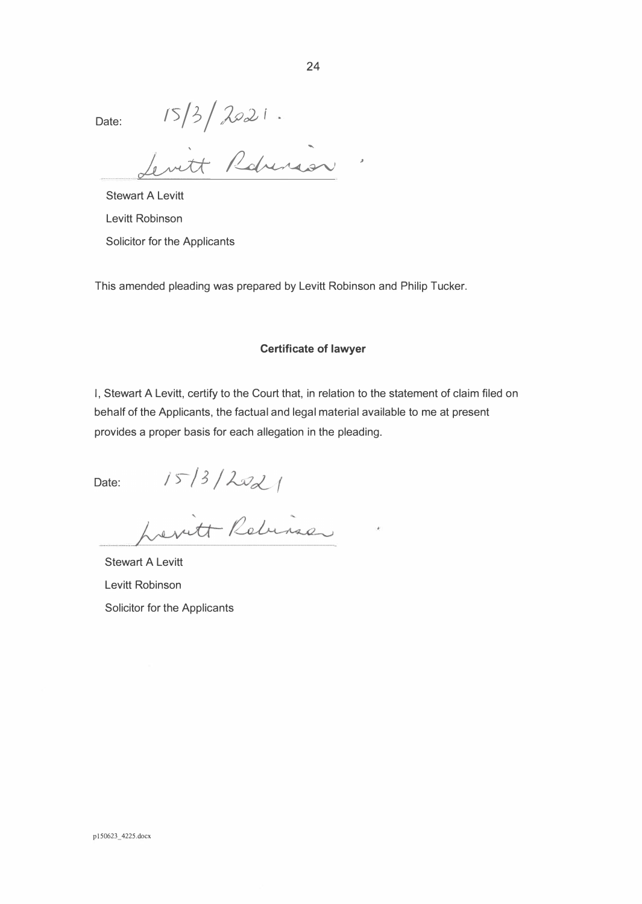Date: 15/3/2021.

Levitt Robinson

Stewart A Levitt

Levitt Robinson

Solicitor for the Applicants

This amended pleading was prepared by Levitt Robinson and Philip Tucker.

**Certificate of lawyer**

I, Stewart A Levitt, certify to the Court that, in relation to the statement of claim filed on behalf of the Applicants, the factual and legal material available to me at present provides a proper basis for each allegation in the pleading.

Date: 15/3/2021

Levitt Robinson

Stewart A Levitt

Levitt Robinson

Solicitor for the Applicants

p150623_4225.docx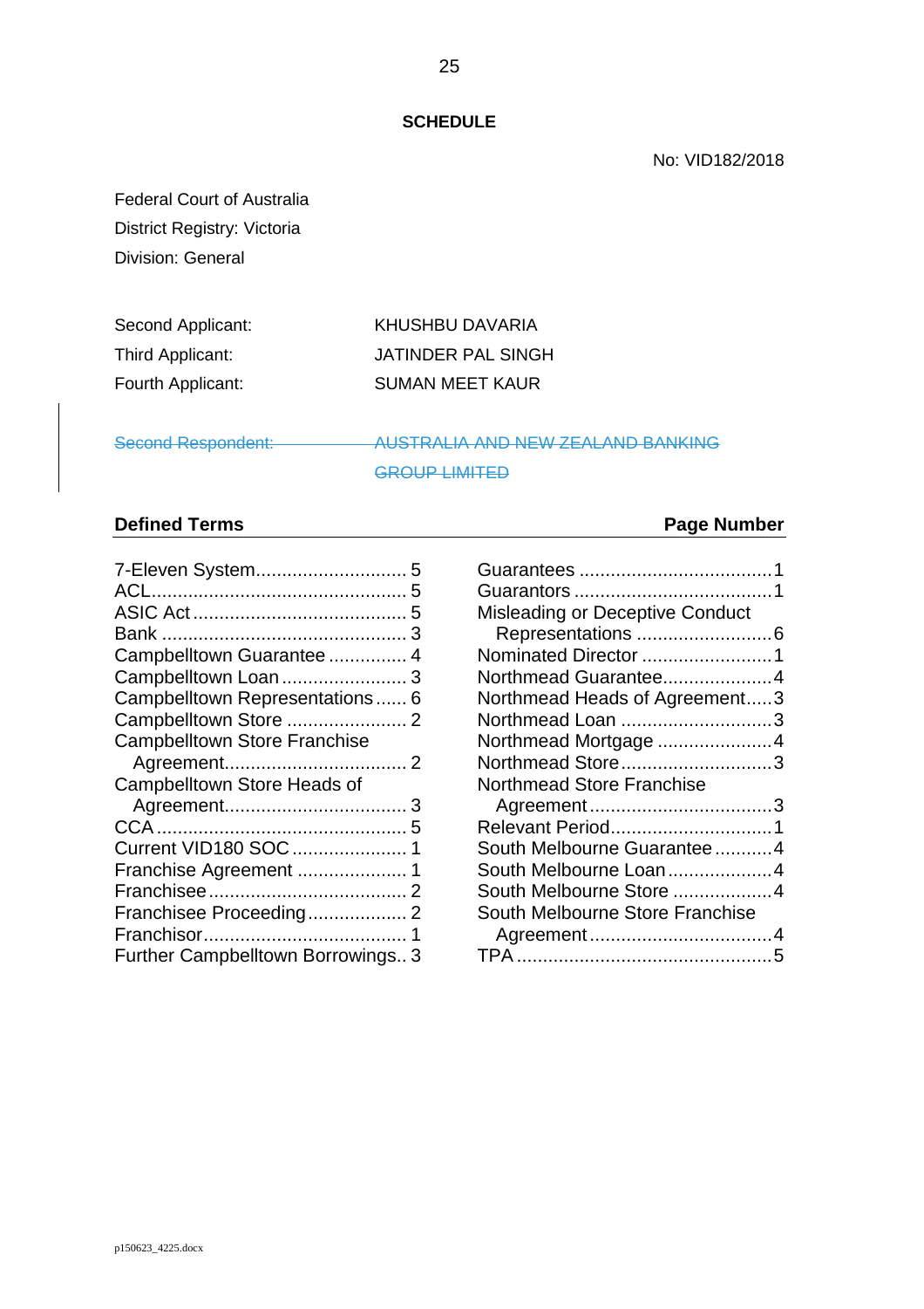## SCHEDULE

No: VID182/2018

Federal Court of Australia
District Registry: Victoria
Division: General

| | |
|---|---|
| Second Applicant: | KHUSHBU DAVARIA |
| Third Applicant: | JATINDER PAL SINGH |
| Fourth Applicant: | SUMAN MEET KAUR |

~~Second Respondent:~~ ~~AUSTRALIA AND NEW ZEALAND BANKING GROUP LIMITED~~

| Defined Terms | Page Number |
|---|---|
| 7-Eleven System | 5 |
| ACL | 5 |
| ASIC Act | 5 |
| Bank | 3 |
| Campbelltown Guarantee | 4 |
| Campbelltown Loan | 3 |
| Campbelltown Representations | 6 |
| Campbelltown Store | 2 |
| Campbelltown Store Franchise Agreement | 2 |
| Campbelltown Store Heads of Agreement | 3 |
| CCA | 5 |
| Current VID180 SOC | 1 |
| Franchise Agreement | 1 |
| Franchisee | 2 |
| Franchisee Proceeding | 2 |
| Franchisor | 1 |
| Further Campbelltown Borrowings | 3 |
| Guarantees | 1 |
| Guarantors | 1 |
| Misleading or Deceptive Conduct Representations | 6 |
| Nominated Director | 1 |
| Northmead Guarantee | 4 |
| Northmead Heads of Agreement | 3 |
| Northmead Loan | 3 |
| Northmead Mortgage | 4 |
| Northmead Store | 3 |
| Northmead Store Franchise Agreement | 3 |
| Relevant Period | 1 |
| South Melbourne Guarantee | 4 |
| South Melbourne Loan | 4 |
| South Melbourne Store | 4 |
| South Melbourne Store Franchise Agreement | 4 |
| TPA | 5 |